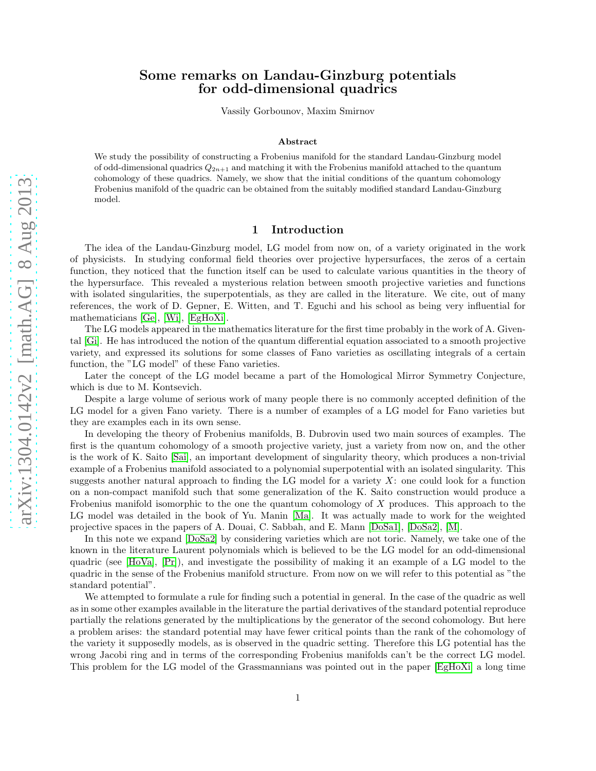# Some remarks on Landau-Ginzburg potentials for odd-dimensional quadrics

Vassily Gorbounov, Maxim Smirnov

## Abstract

We study the possibility of constructing a Frobenius manifold for the standard Landau-Ginzburg model of odd-dimensional quadrics $Q_{2n+1}$ and matching it with the Frobenius manifold attached to the quantum cohomology of these quadrics. Namely, we show that the initial conditions of the quantum cohomology Frobenius manifold of the quadric can be obtained from the suitably modified standard Landau-Ginzburg model.

## 1 Introduction

The idea of the Landau-Ginzburg model, LG model from now on, of a variety originated in the work of physicists. In studying conformal field theories over projective hypersurfaces, the zeros of a certain function, they noticed that the function itself can be used to calculate various quantities in the theory of the hypersurface. This revealed a mysterious relation between smooth projective varieties and functions with isolated singularities, the superpotentials, as they are called in the literature. We cite, out of many references, the work of D. Gepner, E. Witten, and T. Eguchi and his school as being very influential for mathematicians [Ge], [Wi], [EgHoXi].

The LG models appeared in the mathematics literature for the first time probably in the work of A. Givental [Gi]. He has introduced the notion of the quantum differential equation associated to a smooth projective variety, and expressed its solutions for some classes of Fano varieties as oscillating integrals of a certain function, the "LG model" of these Fano varieties.

Later the concept of the LG model became a part of the Homological Mirror Symmetry Conjecture, which is due to M. Kontsevich.

Despite a large volume of serious work of many people there is no commonly accepted definition of the LG model for a given Fano variety. There is a number of examples of a LG model for Fano varieties but they are examples each in its own sense.

In developing the theory of Frobenius manifolds, B. Dubrovin used two main sources of examples. The first is the quantum cohomology of a smooth projective variety, just a variety from now on, and the other is the work of K. Saito [Sai], an important development of singularity theory, which produces a non-trivial example of a Frobenius manifold associated to a polynomial superpotential with an isolated singularity. This suggests another natural approach to finding the LG model for a variety $X$: one could look for a function on a non-compact manifold such that some generalization of the K. Saito construction would produce a Frobenius manifold isomorphic to the one the quantum cohomology of $X$ produces. This approach to the LG model was detailed in the book of Yu. Manin [Ma]. It was actually made to work for the weighted projective spaces in the papers of A. Douai, C. Sabbah, and E. Mann [DoSa1], [DoSa2], [M].

In this note we expand [DoSa2] by considering varieties which are not toric. Namely, we take one of the known in the literature Laurent polynomials which is believed to be the LG model for an odd-dimensional quadric (see [HoVa], [Pr]), and investigate the possibility of making it an example of a LG model to the quadric in the sense of the Frobenius manifold structure. From now on we will refer to this potential as "the standard potential".

We attempted to formulate a rule for finding such a potential in general. In the case of the quadric as well as in some other examples available in the literature the partial derivatives of the standard potential reproduce partially the relations generated by the multiplications by the generator of the second cohomology. But here a problem arises: the standard potential may have fewer critical points than the rank of the cohomology of the variety it supposedly models, as is observed in the quadric setting. Therefore this LG potential has the wrong Jacobi ring and in terms of the corresponding Frobenius manifolds can't be the correct LG model. This problem for the LG model of the Grassmannians was pointed out in the paper [EgHoXi] a long time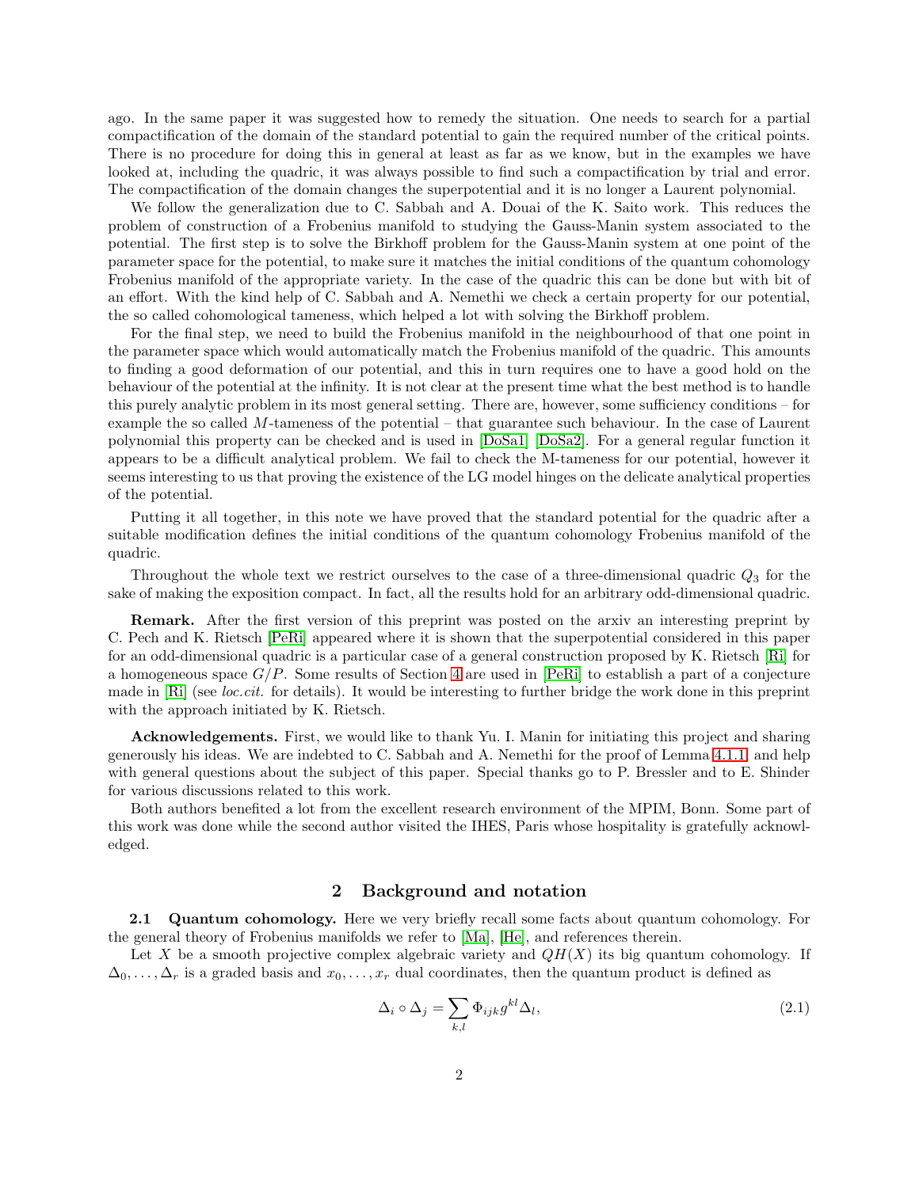ago. In the same paper it was suggested how to remedy the situation. One needs to search for a partial compactification of the domain of the standard potential to gain the required number of the critical points. There is no procedure for doing this in general at least as far as we know, but in the examples we have looked at, including the quadric, it was always possible to find such a compactification by trial and error. The compactification of the domain changes the superpotential and it is no longer a Laurent polynomial.

We follow the generalization due to C. Sabbah and A. Douai of the K. Saito work. This reduces the problem of construction of a Frobenius manifold to studying the Gauss-Manin system associated to the potential. The first step is to solve the Birkhoff problem for the Gauss-Manin system at one point of the parameter space for the potential, to make sure it matches the initial conditions of the quantum cohomology Frobenius manifold of the appropriate variety. In the case of the quadric this can be done but with bit of an effort. With the kind help of C. Sabbah and A. Nemethi we check a certain property for our potential, the so called cohomological tameness, which helped a lot with solving the Birkhoff problem.

For the final step, we need to build the Frobenius manifold in the neighbourhood of that one point in the parameter space which would automatically match the Frobenius manifold of the quadric. This amounts to finding a good deformation of our potential, and this in turn requires one to have a good hold on the behaviour of the potential at the infinity. It is not clear at the present time what the best method is to handle this purely analytic problem in its most general setting. There are, however, some sufficiency conditions – for example the so called $M$-tameness of the potential – that guarantee such behaviour. In the case of Laurent polynomial this property can be checked and is used in [DoSa1] [DoSa2]. For a general regular function it appears to be a difficult analytical problem. We fail to check the M-tameness for our potential, however it seems interesting to us that proving the existence of the LG model hinges on the delicate analytical properties of the potential.

Putting it all together, in this note we have proved that the standard potential for the quadric after a suitable modification defines the initial conditions of the quantum cohomology Frobenius manifold of the quadric.

Throughout the whole text we restrict ourselves to the case of a three-dimensional quadric $Q_3$ for the sake of making the exposition compact. In fact, all the results hold for an arbitrary odd-dimensional quadric.

**Remark.** After the first version of this preprint was posted on the arxiv an interesting preprint by C. Pech and K. Rietsch [PeRi] appeared where it is shown that the superpotential considered in this paper for an odd-dimensional quadric is a particular case of a general construction proposed by K. Rietsch [Ri] for a homogeneous space $G/P$. Some results of Section 4 are used in [PeRi] to establish a part of a conjecture made in [Ri] (see *loc.cit.* for details). It would be interesting to further bridge the work done in this preprint with the approach initiated by K. Rietsch.

**Acknowledgements.** First, we would like to thank Yu. I. Manin for initiating this project and sharing generously his ideas. We are indebted to C. Sabbah and A. Nemethi for the proof of Lemma 4.1.1 and help with general questions about the subject of this paper. Special thanks go to P. Bressler and to E. Shinder for various discussions related to this work.

Both authors benefited a lot from the excellent research environment of the MPIM, Bonn. Some part of this work was done while the second author visited the IHES, Paris whose hospitality is gratefully acknowledged.

## 2 Background and notation

**2.1 Quantum cohomology.** Here we very briefly recall some facts about quantum cohomology. For the general theory of Frobenius manifolds we refer to [Ma], [He], and references therein.

Let $X$ be a smooth projective complex algebraic variety and $QH(X)$ its big quantum cohomology. If $\Delta_0, \ldots, \Delta_r$ is a graded basis and $x_0, \ldots, x_r$ dual coordinates, then the quantum product is defined as

$$\Delta_i \circ \Delta_j = \sum_{k,l} \Phi_{ijk} g^{kl} \Delta_l, \tag{2.1}$$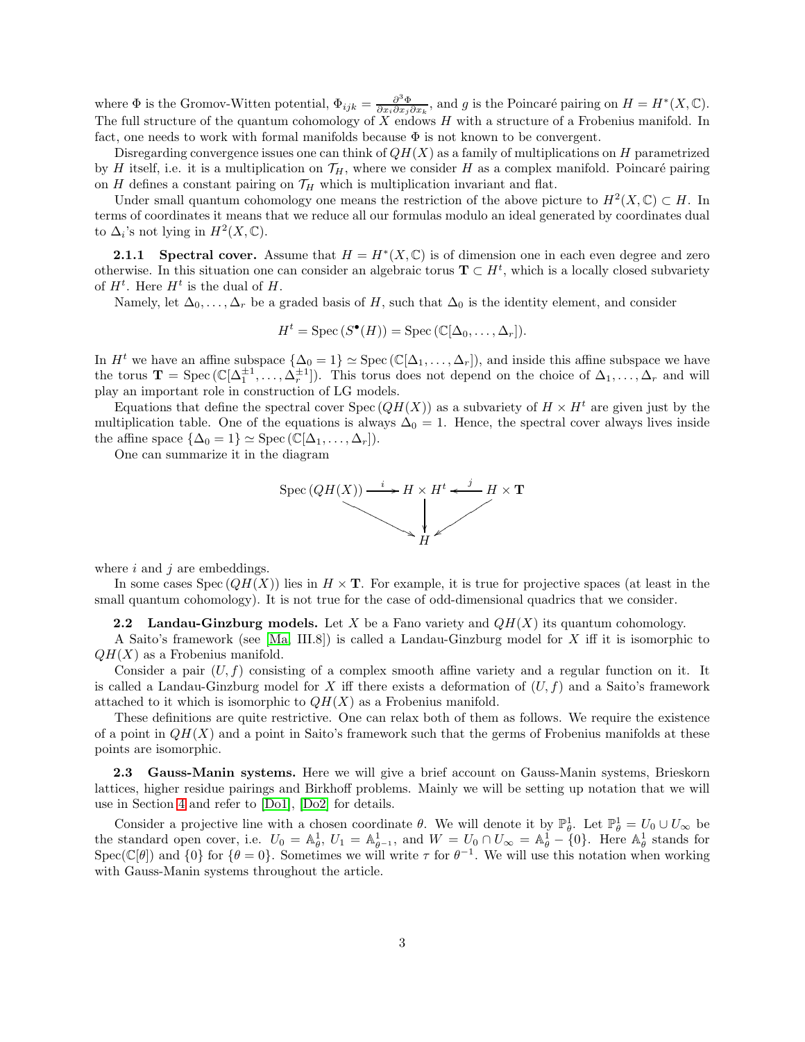where $\Phi$ is the Gromov-Witten potential, $\Phi_{ijk} = \frac{\partial^3 \Phi}{\partial x_i \partial x_j \partial x_k}$, and $g$ is the Poincaré pairing on $H = H^*(X, \mathbb{C})$. The full structure of the quantum cohomology of $X$ endows $H$ with a structure of a Frobenius manifold. In fact, one needs to work with formal manifolds because $\Phi$ is not known to be convergent.

Disregarding convergence issues one can think of $QH(X)$ as a family of multiplications on $H$ parametrized by $H$ itself, i.e. it is a multiplication on $\mathcal{T}_H$, where we consider $H$ as a complex manifold. Poincaré pairing on $H$ defines a constant pairing on $\mathcal{T}_H$ which is multiplication invariant and flat.

Under small quantum cohomology one means the restriction of the above picture to $H^2(X, \mathbb{C}) \subset H$. In terms of coordinates it means that we reduce all our formulas modulo an ideal generated by coordinates dual to $\Delta_i$'s not lying in $H^2(X, \mathbb{C})$.

**2.1.1 Spectral cover.** Assume that $H = H^*(X, \mathbb{C})$ is of dimension one in each even degree and zero otherwise. In this situation one can consider an algebraic torus $\mathbf{T} \subset H^t$, which is a locally closed subvariety of $H^t$. Here $H^t$ is the dual of $H$.

Namely, let $\Delta_0, \ldots, \Delta_r$ be a graded basis of $H$, such that $\Delta_0$ is the identity element, and consider

$$H^t = \operatorname{Spec}(S^\bullet(H)) = \operatorname{Spec}(\mathbb{C}[\Delta_0, \ldots, \Delta_r]).$$

In $H^t$ we have an affine subspace $\{\Delta_0 = 1\} \simeq \operatorname{Spec}(\mathbb{C}[\Delta_1, \ldots, \Delta_r])$, and inside this affine subspace we have the torus $\mathbf{T} = \operatorname{Spec}(\mathbb{C}[\Delta_1^{\pm 1}, \ldots, \Delta_r^{\pm 1}])$. This torus does not depend on the choice of $\Delta_1, \ldots, \Delta_r$ and will play an important role in construction of LG models.

Equations that define the spectral cover $\operatorname{Spec}(QH(X))$ as a subvariety of $H \times H^t$ are given just by the multiplication table. One of the equations is always $\Delta_0 = 1$. Hence, the spectral cover always lives inside the affine space $\{\Delta_0 = 1\} \simeq \operatorname{Spec}(\mathbb{C}[\Delta_1, \ldots, \Delta_r])$.

One can summarize it in the diagram

$$\begin{array}{ccccc} \operatorname{Spec}(QH(X)) & \xrightarrow{i} & H \times H^t & \xleftarrow{j} & H \times \mathbf{T} \\ & \searrow & \downarrow & \swarrow & \\ & & H & & \end{array}$$

where $i$ and $j$ are embeddings.

In some cases $\operatorname{Spec}(QH(X))$ lies in $H \times \mathbf{T}$. For example, it is true for projective spaces (at least in the small quantum cohomology). It is not true for the case of odd-dimensional quadrics that we consider.

**2.2 Landau-Ginzburg models.** Let $X$ be a Fano variety and $QH(X)$ its quantum cohomology.

A Saito's framework (see [Ma, III.8]) is called a Landau-Ginzburg model for $X$ iff it is isomorphic to $QH(X)$ as a Frobenius manifold.

Consider a pair $(U, f)$ consisting of a complex smooth affine variety and a regular function on it. It is called a Landau-Ginzburg model for $X$ iff there exists a deformation of $(U, f)$ and a Saito's framework attached to it which is isomorphic to $QH(X)$ as a Frobenius manifold.

These definitions are quite restrictive. One can relax both of them as follows. We require the existence of a point in $QH(X)$ and a point in Saito's framework such that the germs of Frobenius manifolds at these points are isomorphic.

**2.3 Gauss-Manin systems.** Here we will give a brief account on Gauss-Manin systems, Brieskorn lattices, higher residue pairings and Birkhoff problems. Mainly we will be setting up notation that we will use in Section 4 and refer to [Do1], [Do2] for details.

Consider a projective line with a chosen coordinate $\theta$. We will denote it by $\mathbb{P}^1_\theta$. Let $\mathbb{P}^1_\theta = U_0 \cup U_\infty$ be the standard open cover, i.e. $U_0 = \mathbb{A}^1_\theta$, $U_1 = \mathbb{A}^1_{\theta^{-1}}$, and $W = U_0 \cap U_\infty = \mathbb{A}^1_\theta - \{0\}$. Here $\mathbb{A}^1_\theta$ stands for $\operatorname{Spec}(\mathbb{C}[\theta])$ and $\{0\}$ for $\{\theta = 0\}$. Sometimes we will write $\tau$ for $\theta^{-1}$. We will use this notation when working with Gauss-Manin systems throughout the article.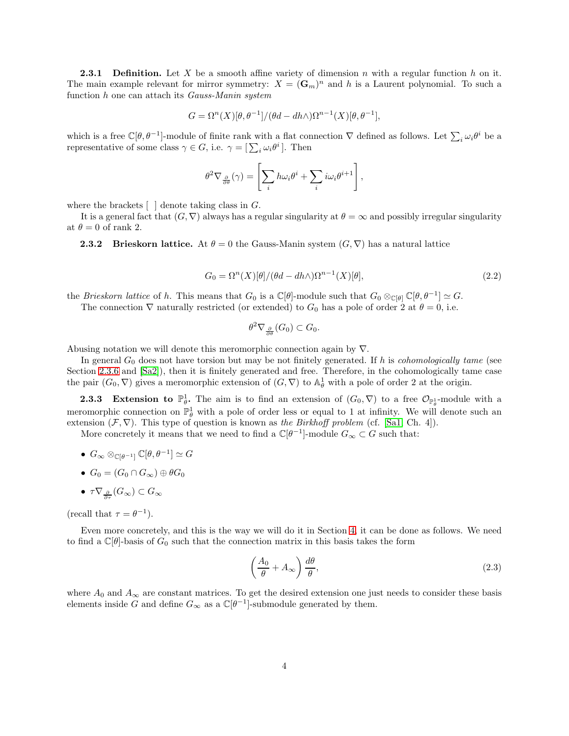**2.3.1 Definition.** Let $X$ be a smooth affine variety of dimension $n$ with a regular function $h$ on it. The main example relevant for mirror symmetry: $X = (\mathbf{G}_m)^n$ and $h$ is a Laurent polynomial. To such a function $h$ one can attach its *Gauss-Manin system*

$$G = \Omega^n(X)[\theta, \theta^{-1}]/(\theta d - dh\wedge)\Omega^{n-1}(X)[\theta, \theta^{-1}],$$

which is a free $\mathbb{C}[\theta, \theta^{-1}]$-module of finite rank with a flat connection $\nabla$ defined as follows. Let $\sum_i \omega_i \theta^i$ be a representative of some class $\gamma \in G$, i.e. $\gamma = [\sum_i \omega_i \theta^i]$. Then

$$\theta^2 \nabla_{\frac{\partial}{\partial \theta}}(\gamma) = \left[\sum_i h\omega_i \theta^i + \sum_i i\omega_i \theta^{i+1}\right],$$

where the brackets [ ] denote taking class in $G$.

It is a general fact that $(G, \nabla)$ always has a regular singularity at $\theta = \infty$ and possibly irregular singularity at $\theta = 0$ of rank 2.

**2.3.2 Brieskorn lattice.** At $\theta = 0$ the Gauss-Manin system $(G, \nabla)$ has a natural lattice

$$G_0 = \Omega^n(X)[\theta]/(\theta d - dh\wedge)\Omega^{n-1}(X)[\theta], \tag{2.2}$$

the *Brieskorn lattice* of $h$. This means that $G_0$ is a $\mathbb{C}[\theta]$-module such that $G_0 \otimes_{\mathbb{C}[\theta]} \mathbb{C}[\theta, \theta^{-1}] \simeq G$.

The connection $\nabla$ naturally restricted (or extended) to $G_0$ has a pole of order 2 at $\theta = 0$, i.e.

$$\theta^2 \nabla_{\frac{\partial}{\partial \theta}}(G_0) \subset G_0.$$

Abusing notation we will denote this meromorphic connection again by $\nabla$.

In general $G_0$ does not have torsion but may be not finitely generated. If $h$ is *cohomologically tame* (see Section 2.3.6 and [Sa2]), then it is finitely generated and free. Therefore, in the cohomologically tame case the pair $(G_0, \nabla)$ gives a meromorphic extension of $(G, \nabla)$ to $\mathbb{A}^1_\theta$ with a pole of order 2 at the origin.

**2.3.3 Extension to $\mathbb{P}^1_\theta$.** The aim is to find an extension of $(G_0, \nabla)$ to a free $\mathcal{O}_{\mathbb{P}^1_\theta}$-module with a meromorphic connection on $\mathbb{P}^1_\theta$ with a pole of order less or equal to 1 at infinity. We will denote such an extension $(\mathcal{F}, \nabla)$. This type of question is known as *the Birkhoff problem* (cf. [Sa1] Ch. 4]).

More concretely it means that we need to find a $\mathbb{C}[\theta^{-1}]$-module $G_\infty \subset G$ such that:

- $G_\infty \otimes_{\mathbb{C}[\theta^{-1}]} \mathbb{C}[\theta, \theta^{-1}] \simeq G$
- $G_0 = (G_0 \cap G_\infty) \oplus \theta G_0$
- $\tau \nabla_{\frac{\partial}{\partial \tau}}(G_\infty) \subset G_\infty$

(recall that $\tau = \theta^{-1}$).

Even more concretely, and this is the way we will do it in Section 4, it can be done as follows. We need to find a $\mathbb{C}[\theta]$-basis of $G_0$ such that the connection matrix in this basis takes the form

$$\left(\frac{A_0}{\theta} + A_\infty\right)\frac{d\theta}{\theta}, \tag{2.3}$$

where $A_0$ and $A_\infty$ are constant matrices. To get the desired extension one just needs to consider these basis elements inside $G$ and define $G_\infty$ as a $\mathbb{C}[\theta^{-1}]$-submodule generated by them.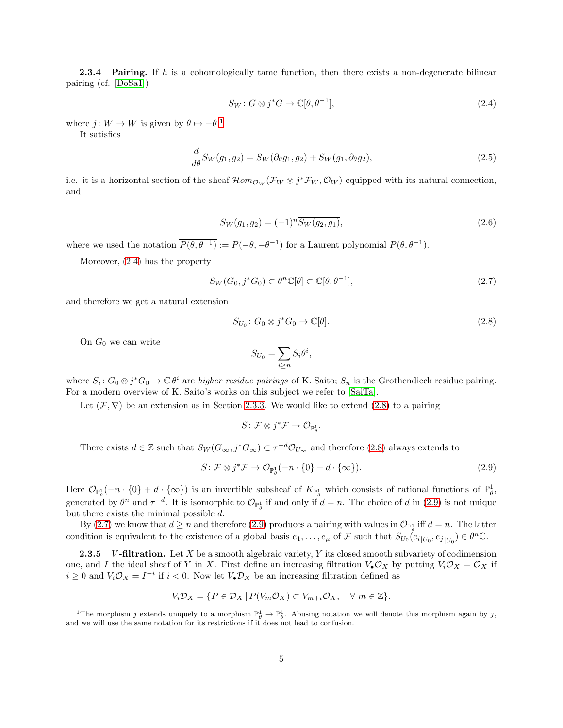**2.3.4 Pairing.** If $h$ is a cohomologically tame function, then there exists a non-degenerate bilinear pairing (cf. [DoSa1])

$$S_W \colon G \otimes j^*G \to \mathbb{C}[\theta, \theta^{-1}], \tag{2.4}$$

where $j \colon W \to W$ is given by $\theta \mapsto -\theta$.[1]

It satisfies

$$\frac{d}{d\theta} S_W(g_1, g_2) = S_W(\partial_\theta g_1, g_2) + S_W(g_1, \partial_\theta g_2), \tag{2.5}$$

i.e. it is a horizontal section of the sheaf $\mathcal{H}om_{\mathcal{O}_W}(\mathcal{F}_W \otimes j^*\mathcal{F}_W, \mathcal{O}_W)$ equipped with its natural connection, and

$$S_W(g_1, g_2) = (-1)^n \overline{S_W(g_2, g_1)}, \tag{2.6}$$

where we used the notation $\overline{P(\theta, \theta^{-1})} := P(-\theta, -\theta^{-1})$ for a Laurent polynomial $P(\theta, \theta^{-1})$.

Moreover, (2.4) has the property

$$S_W(G_0, j^*G_0) \subset \theta^n \mathbb{C}[\theta] \subset \mathbb{C}[\theta, \theta^{-1}], \tag{2.7}$$

and therefore we get a natural extension

$$S_{U_0} \colon G_0 \otimes j^*G_0 \to \mathbb{C}[\theta]. \tag{2.8}$$

On $G_0$ we can write

$$S_{U_0} = \sum_{i \geq n} S_i \theta^i,$$

where $S_i \colon G_0 \otimes j^*G_0 \to \mathbb{C}\,\theta^i$ are *higher residue pairings* of K. Saito; $S_n$ is the Grothendieck residue pairing. For a modern overview of K. Saito's works on this subject we refer to [SaiTa].

Let $(\mathcal{F}, \nabla)$ be an extension as in Section 2.3.3. We would like to extend (2.8) to a pairing

$$S \colon \mathcal{F} \otimes j^*\mathcal{F} \to \mathcal{O}_{\mathbb{P}^1_\theta}.$$

There exists $d \in \mathbb{Z}$ such that $S_W(G_\infty, j^*G_\infty) \subset \tau^{-d}\mathcal{O}_{U_\infty}$ and therefore (2.8) always extends to

$$S \colon \mathcal{F} \otimes j^*\mathcal{F} \to \mathcal{O}_{\mathbb{P}^1_\theta}(-n \cdot \{0\} + d \cdot \{\infty\}). \tag{2.9}$$

Here $\mathcal{O}_{\mathbb{P}^1_\theta}(-n \cdot \{0\} + d \cdot \{\infty\})$ is an invertible subsheaf of $K_{\mathbb{P}^1_\theta}$ which consists of rational functions of $\mathbb{P}^1_\theta$, generated by $\theta^n$ and $\tau^{-d}$. It is isomorphic to $\mathcal{O}_{\mathbb{P}^1_\theta}$ if and only if $d = n$. The choice of $d$ in (2.9) is not unique but there exists the minimal possible $d$.

By (2.7) we know that $d \geq n$ and therefore (2.9) produces a pairing with values in $\mathcal{O}_{\mathbb{P}^1_\theta}$ iff $d = n$. The latter condition is equivalent to the existence of a global basis $e_1, \ldots, e_\mu$ of $\mathcal{F}$ such that $S_{U_0}(e_{i|U_0}, e_{j|U_0}) \in \theta^n\mathbb{C}$.

**2.3.5 $V$-filtration.** Let $X$ be a smooth algebraic variety, $Y$ its closed smooth subvariety of codimension one, and $I$ the ideal sheaf of $Y$ in $X$. First define an increasing filtration $V_\bullet\mathcal{O}_X$ by putting $V_i\mathcal{O}_X = \mathcal{O}_X$ if $i \geq 0$ and $V_i\mathcal{O}_X = I^{-i}$ if $i < 0$. Now let $V_\bullet\mathcal{D}_X$ be an increasing filtration defined as

$$V_i\mathcal{D}_X = \{P \in \mathcal{D}_X \mid P(V_m\mathcal{O}_X) \subset V_{m+i}\mathcal{O}_X, \quad \forall\ m \in \mathbb{Z}\}.$$

[1] The morphism $j$ extends uniquely to a morphism $\mathbb{P}^1_\theta \to \mathbb{P}^1_\theta$. Abusing notation we will denote this morphism again by $j$, and we will use the same notation for its restrictions if it does not lead to confusion.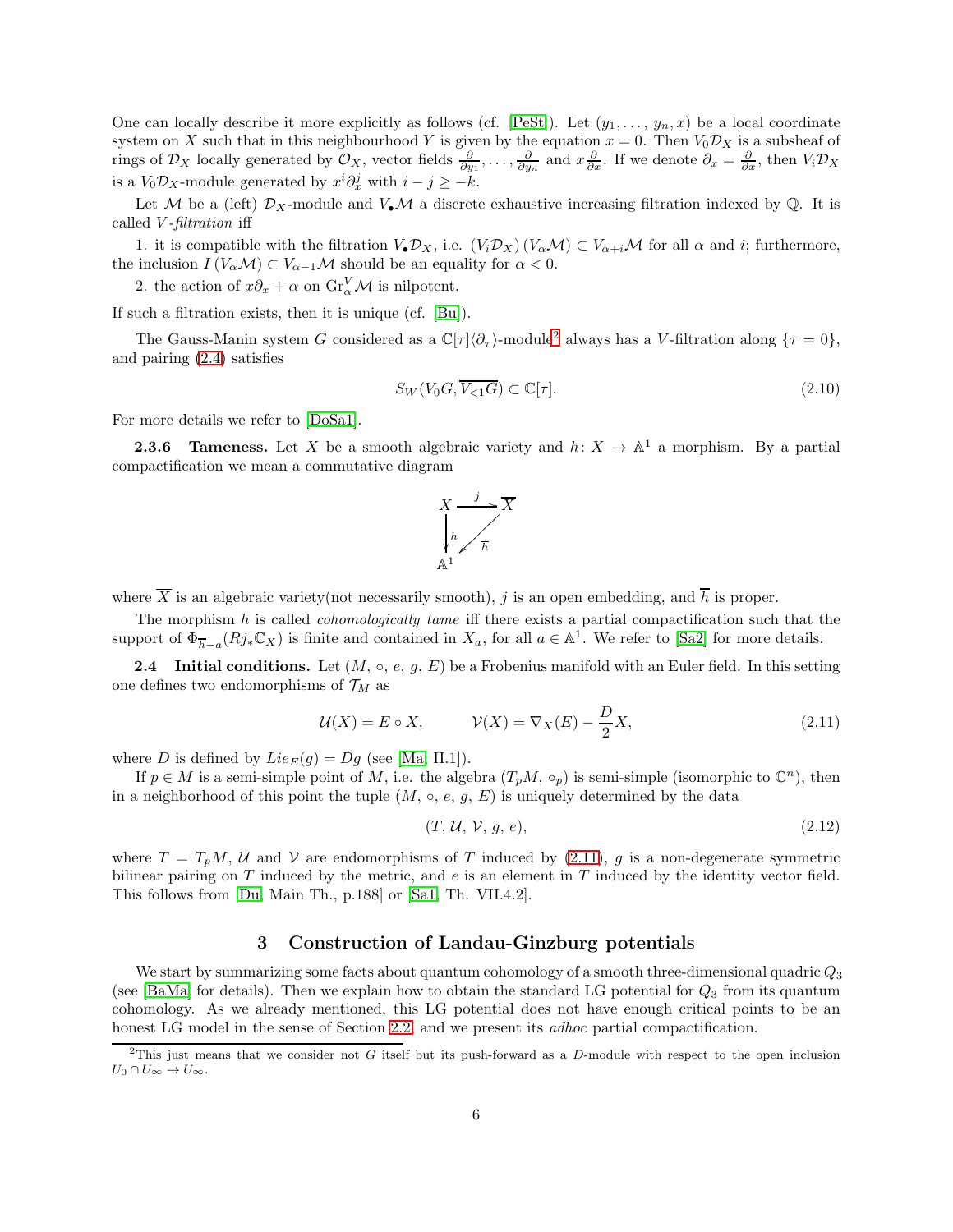One can locally describe it more explicitly as follows (cf. [PeSt]). Let $(y_1, \ldots, y_n, x)$ be a local coordinate system on $X$ such that in this neighbourhood $Y$ is given by the equation $x = 0$. Then $V_0\mathcal{D}_X$ is a subsheaf of rings of $\mathcal{D}_X$ locally generated by $\mathcal{O}_X$, vector fields $\frac{\partial}{\partial y_1}, \ldots, \frac{\partial}{\partial y_n}$ and $x\frac{\partial}{\partial x}$. If we denote $\partial_x = \frac{\partial}{\partial x}$, then $V_i\mathcal{D}_X$ is a $V_0\mathcal{D}_X$-module generated by $x^i\partial_x^j$ with $i - j \geq -k$.

Let $\mathcal{M}$ be a (left) $\mathcal{D}_X$-module and $V_\bullet\mathcal{M}$ a discrete exhaustive increasing filtration indexed by $\mathbb{Q}$. It is called *V-filtration* iff

1. it is compatible with the filtration $V_\bullet\mathcal{D}_X$, i.e. $(V_i\mathcal{D}_X)(V_\alpha\mathcal{M}) \subset V_{\alpha+i}\mathcal{M}$ for all $\alpha$ and $i$; furthermore, the inclusion $I(V_\alpha\mathcal{M}) \subset V_{\alpha-1}\mathcal{M}$ should be an equality for $\alpha < 0$.

2. the action of $x\partial_x + \alpha$ on $\mathrm{Gr}^V_\alpha\mathcal{M}$ is nilpotent.

If such a filtration exists, then it is unique (cf. [Bu]).

The Gauss-Manin system $G$ considered as a $\mathbb{C}[\tau]\langle\partial_\tau\rangle$-module[2] always has a $V$-filtration along $\{\tau = 0\}$, and pairing (2.4) satisfies

$$S_W(V_0G, \overline{V_{<1}G}) \subset \mathbb{C}[\tau]. \tag{2.10}$$

For more details we refer to [DoSa1].

**2.3.6 Tameness.** Let $X$ be a smooth algebraic variety and $h\colon X \to \mathbb{A}^1$ a morphism. By a partial compactification we mean a commutative diagram

$$\begin{array}{ccc} X & \xrightarrow{j} & \overline{X} \\ {\scriptstyle h}\downarrow & \swarrow {\scriptstyle \overline{h}} & \\ \mathbb{A}^1 & & \end{array}$$

where $\overline{X}$ is an algebraic variety(not necessarily smooth), $j$ is an open embedding, and $\overline{h}$ is proper.

The morphism $h$ is called *cohomologically tame* iff there exists a partial compactification such that the support of $\Phi_{\overline{h}-a}(Rj_*\mathbb{C}_X)$ is finite and contained in $X_a$, for all $a \in \mathbb{A}^1$. We refer to [Sa2] for more details.

**2.4 Initial conditions.** Let $(M, \circ, e, g, E)$ be a Frobenius manifold with an Euler field. In this setting one defines two endomorphisms of $\mathcal{T}_M$ as

$$\mathcal{U}(X) = E \circ X, \qquad \mathcal{V}(X) = \nabla_X(E) - \frac{D}{2}X, \tag{2.11}$$

where $D$ is defined by $Lie_E(g) = Dg$ (see [Ma, II.1]).

If $p \in M$ is a semi-simple point of $M$, i.e. the algebra $(T_pM, \circ_p)$ is semi-simple (isomorphic to $\mathbb{C}^n$), then in a neighborhood of this point the tuple $(M, \circ, e, g, E)$ is uniquely determined by the data

$$(T, \mathcal{U}, \mathcal{V}, g, e), \tag{2.12}$$

where $T = T_pM$, $\mathcal{U}$ and $\mathcal{V}$ are endomorphisms of $T$ induced by (2.11), $g$ is a non-degenerate symmetric bilinear pairing on $T$ induced by the metric, and $e$ is an element in $T$ induced by the identity vector field. This follows from [Du, Main Th., p.188] or [Sa1, Th. VII.4.2].

## 3 Construction of Landau-Ginzburg potentials

We start by summarizing some facts about quantum cohomology of a smooth three-dimensional quadric $Q_3$ (see [BaMa] for details). Then we explain how to obtain the standard LG potential for $Q_3$ from its quantum cohomology. As we already mentioned, this LG potential does not have enough critical points to be an honest LG model in the sense of Section 2.2 and we present its *adhoc* partial compactification.

---

[2] This just means that we consider not $G$ itself but its push-forward as a $D$-module with respect to the open inclusion $U_0 \cap U_\infty \to U_\infty$.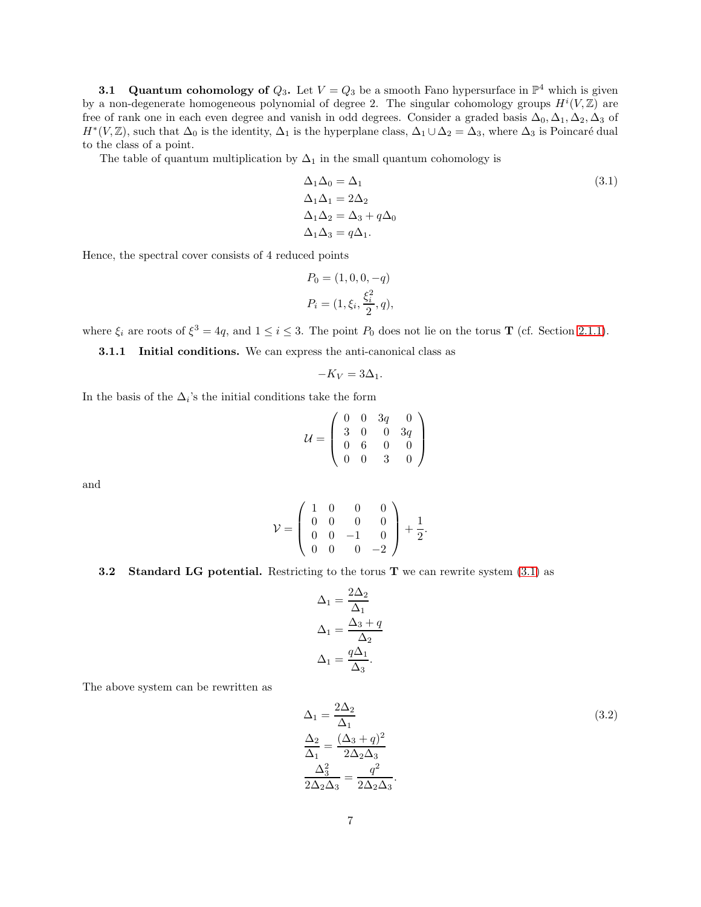### 3.1 Quantum cohomology of $Q_3$.

Let $V = Q_3$ be a smooth Fano hypersurface in $\mathbb{P}^4$ which is given by a non-degenerate homogeneous polynomial of degree 2. The singular cohomology groups $H^i(V, \mathbb{Z})$ are free of rank one in each even degree and vanish in odd degrees. Consider a graded basis $\Delta_0, \Delta_1, \Delta_2, \Delta_3$ of $H^*(V, \mathbb{Z})$, such that $\Delta_0$ is the identity, $\Delta_1$ is the hyperplane class, $\Delta_1 \cup \Delta_2 = \Delta_3$, where $\Delta_3$ is Poincaré dual to the class of a point.

The table of quantum multiplication by $\Delta_1$ in the small quantum cohomology is

$$
\begin{aligned}
\Delta_1 \Delta_0 &= \Delta_1 \\
\Delta_1 \Delta_1 &= 2\Delta_2 \\
\Delta_1 \Delta_2 &= \Delta_3 + q\Delta_0 \\
\Delta_1 \Delta_3 &= q\Delta_1.
\end{aligned}
\tag{3.1}
$$

Hence, the spectral cover consists of 4 reduced points

$$
\begin{aligned}
P_0 &= (1, 0, 0, -q) \\
P_i &= (1, \xi_i, \frac{\xi_i^2}{2}, q),
\end{aligned}
$$

where $\xi_i$ are roots of $\xi^3 = 4q$, and $1 \leq i \leq 3$. The point $P_0$ does not lie on the torus $\mathbf{T}$ (cf. Section 2.1.1).

#### 3.1.1 Initial conditions.

We can express the anti-canonical class as

$$
-K_V = 3\Delta_1.
$$

In the basis of the $\Delta_i$'s the initial conditions take the form

$$
\mathcal{U} = \begin{pmatrix} 0 & 0 & 3q & 0 \\ 3 & 0 & 0 & 3q \\ 0 & 6 & 0 & 0 \\ 0 & 0 & 3 & 0 \end{pmatrix}
$$

and

$$
\mathcal{V} = \begin{pmatrix} 1 & 0 & 0 & 0 \\ 0 & 0 & 0 & 0 \\ 0 & 0 & -1 & 0 \\ 0 & 0 & 0 & -2 \end{pmatrix} + \frac{1}{2}.
$$

### 3.2 Standard LG potential.

Restricting to the torus $\mathbf{T}$ we can rewrite system (3.1) as

$$
\begin{aligned}
\Delta_1 &= \frac{2\Delta_2}{\Delta_1} \\
\Delta_1 &= \frac{\Delta_3 + q}{\Delta_2} \\
\Delta_1 &= \frac{q\Delta_1}{\Delta_3}.
\end{aligned}
$$

The above system can be rewritten as

$$
\begin{aligned}
\Delta_1 &= \frac{2\Delta_2}{\Delta_1} \\
\frac{\Delta_2}{\Delta_1} &= \frac{(\Delta_3 + q)^2}{2\Delta_2\Delta_3} \\
\frac{\Delta_3^2}{2\Delta_2\Delta_3} &= \frac{q^2}{2\Delta_2\Delta_3}.
\end{aligned}
\tag{3.2}
$$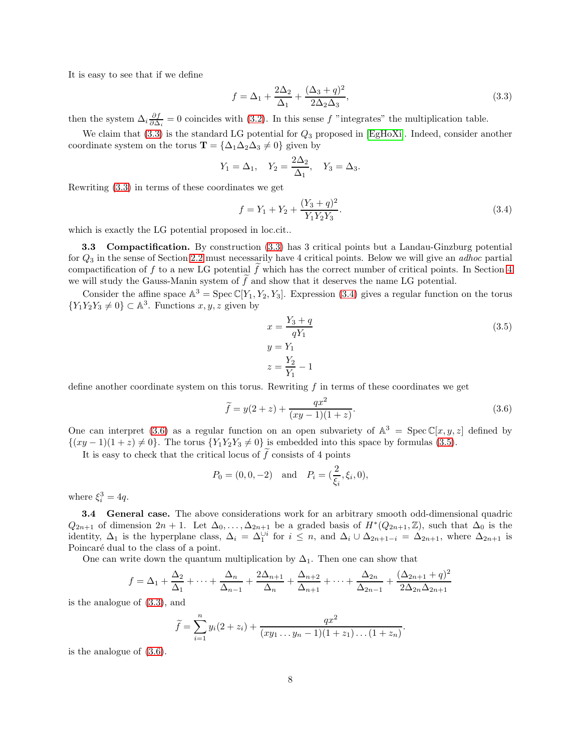It is easy to see that if we define

$$f = \Delta_1 + \frac{2\Delta_2}{\Delta_1} + \frac{(\Delta_3 + q)^2}{2\Delta_2\Delta_3}, \tag{3.3}$$

then the system $\Delta_i \frac{\partial f}{\partial \Delta_i} = 0$ coincides with (3.2). In this sense $f$ "integrates" the multiplication table.

We claim that (3.3) is the standard LG potential for $Q_3$ proposed in [EgHoXi]. Indeed, consider another coordinate system on the torus $\mathbf{T} = \{\Delta_1\Delta_2\Delta_3 \neq 0\}$ given by

$$Y_1 = \Delta_1, \quad Y_2 = \frac{2\Delta_2}{\Delta_1}, \quad Y_3 = \Delta_3.$$

Rewriting (3.3) in terms of these coordinates we get

$$f = Y_1 + Y_2 + \frac{(Y_3 + q)^2}{Y_1 Y_2 Y_3}. \tag{3.4}$$

which is exactly the LG potential proposed in loc.cit..

**3.3 Compactification.** By construction (3.3) has 3 critical points but a Landau-Ginzburg potential for $Q_3$ in the sense of Section 2.2 must necessarily have 4 critical points. Below we will give an *adhoc* partial compactification of $f$ to a new LG potential $\widetilde{f}$ which has the correct number of critical points. In Section 4 we will study the Gauss-Manin system of $\widetilde{f}$ and show that it deserves the name LG potential.

Consider the affine space $\mathbb{A}^3 = \operatorname{Spec} \mathbb{C}[Y_1, Y_2, Y_3]$. Expression (3.4) gives a regular function on the torus $\{Y_1Y_2Y_3 \neq 0\} \subset \mathbb{A}^3$. Functions $x, y, z$ given by

$$\begin{aligned} x &= \frac{Y_3 + q}{qY_1} \\ y &= Y_1 \\ z &= \frac{Y_2}{Y_1} - 1 \end{aligned} \tag{3.5}$$

define another coordinate system on this torus. Rewriting $f$ in terms of these coordinates we get

$$\widetilde{f} = y(2 + z) + \frac{qx^2}{(xy - 1)(1 + z)}. \tag{3.6}$$

One can interpret (3.6) as a regular function on an open subvariety of $\mathbb{A}^3 = \operatorname{Spec} \mathbb{C}[x, y, z]$ defined by $\{(xy - 1)(1 + z) \neq 0\}$. The torus $\{Y_1Y_2Y_3 \neq 0\}$ is embedded into this space by formulas (3.5).

It is easy to check that the critical locus of $\widetilde{f}$ consists of 4 points

$$P_0 = (0, 0, -2) \quad \text{and} \quad P_i = (\frac{2}{\xi_i}, \xi_i, 0),$$

where $\xi_i^3 = 4q$.

**3.4 General case.** The above considerations work for an arbitrary smooth odd-dimensional quadric $Q_{2n+1}$ of dimension $2n + 1$. Let $\Delta_0, \ldots, \Delta_{2n+1}$ be a graded basis of $H^*(Q_{2n+1}, \mathbb{Z})$, such that $\Delta_0$ is the identity, $\Delta_1$ is the hyperplane class, $\Delta_i = \Delta_1^{\cup i}$ for $i \leq n$, and $\Delta_i \cup \Delta_{2n+1-i} = \Delta_{2n+1}$, where $\Delta_{2n+1}$ is Poincaré dual to the class of a point.

One can write down the quantum multiplication by $\Delta_1$. Then one can show that

$$f = \Delta_1 + \frac{\Delta_2}{\Delta_1} + \cdots + \frac{\Delta_n}{\Delta_{n-1}} + \frac{2\Delta_{n+1}}{\Delta_n} + \frac{\Delta_{n+2}}{\Delta_{n+1}} + \cdots + \frac{\Delta_{2n}}{\Delta_{2n-1}} + \frac{(\Delta_{2n+1} + q)^2}{2\Delta_{2n}\Delta_{2n+1}}$$

is the analogue of (3.3), and

$$\widetilde{f} = \sum_{i=1}^{n} y_i(2 + z_i) + \frac{qx^2}{(xy_1 \ldots y_n - 1)(1 + z_1) \ldots (1 + z_n)}.$$

is the analogue of (3.6).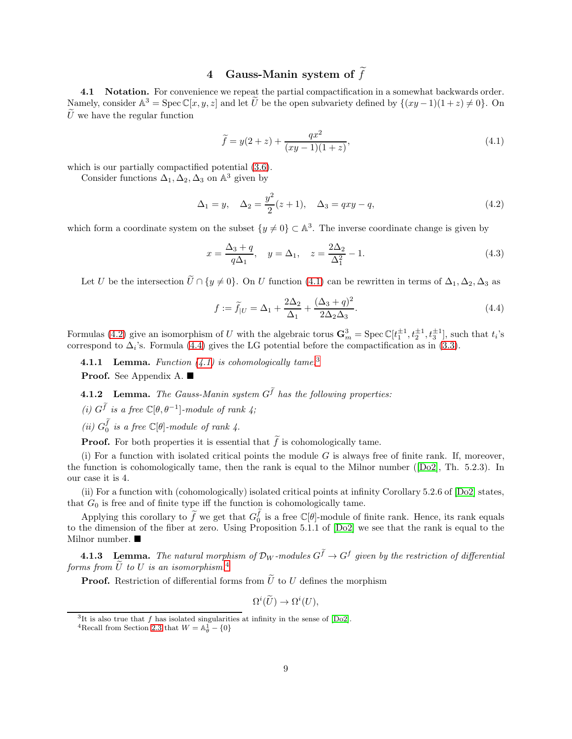# 4 Gauss-Manin system of $\widetilde{f}$

**4.1 Notation.** For convenience we repeat the partial compactification in a somewhat backwards order. Namely, consider $\mathbb{A}^3 = \operatorname{Spec}\mathbb{C}[x,y,z]$ and let $\widetilde{U}$ be the open subvariety defined by $\{(xy-1)(1+z)\neq 0\}$. On $\widetilde{U}$ we have the regular function

$$\widetilde{f} = y(2+z) + \frac{qx^2}{(xy-1)(1+z)}, \tag{4.1}$$

which is our partially compactified potential (3.6).

Consider functions $\Delta_1, \Delta_2, \Delta_3$ on $\mathbb{A}^3$ given by

$$\Delta_1 = y, \quad \Delta_2 = \frac{y^2}{2}(z+1), \quad \Delta_3 = qxy - q, \tag{4.2}$$

which form a coordinate system on the subset $\{y \neq 0\} \subset \mathbb{A}^3$. The inverse coordinate change is given by

$$x = \frac{\Delta_3 + q}{q\Delta_1}, \quad y = \Delta_1, \quad z = \frac{2\Delta_2}{\Delta_1^2} - 1. \tag{4.3}$$

Let $U$ be the intersection $\widetilde{U} \cap \{y \neq 0\}$. On $U$ function (4.1) can be rewritten in terms of $\Delta_1, \Delta_2, \Delta_3$ as

$$f := \widetilde{f}_{|U} = \Delta_1 + \frac{2\Delta_2}{\Delta_1} + \frac{(\Delta_3+q)^2}{2\Delta_2\Delta_3}. \tag{4.4}$$

Formulas (4.2) give an isomorphism of $U$ with the algebraic torus $\mathbf{G}_m^3 = \operatorname{Spec}\mathbb{C}[t_1^{\pm1}, t_2^{\pm1}, t_3^{\pm1}]$, such that $t_i$'s correspond to $\Delta_i$'s. Formula (4.4) gives the LG potential before the compactification as in (3.3).

**4.1.1 Lemma.** *Function (4.1) is cohomologically tame.*[3]

**Proof.** See Appendix A. ■

**4.1.2 Lemma.** *The Gauss-Manin system $G^{\widetilde{f}}$ has the following properties:*

*(i) $G^{\widetilde{f}}$ is a free $\mathbb{C}[\theta, \theta^{-1}]$-module of rank 4;*

*(ii) $G_0^{\widetilde{f}}$ is a free $\mathbb{C}[\theta]$-module of rank 4.*

**Proof.** For both properties it is essential that $\widetilde{f}$ is cohomologically tame.

(i) For a function with isolated critical points the module $G$ is always free of finite rank. If, moreover, the function is cohomologically tame, then the rank is equal to the Milnor number ([Do2], Th. 5.2.3). In our case it is 4.

(ii) For a function with (cohomologically) isolated critical points at infinity Corollary 5.2.6 of [Do2] states, that $G_0$ is free and of finite type iff the function is cohomologically tame.

Applying this corollary to $\widetilde{f}$ we get that $G_0^{\widetilde{f}}$ is a free $\mathbb{C}[\theta]$-module of finite rank. Hence, its rank equals to the dimension of the fiber at zero. Using Proposition 5.1.1 of [Do2] we see that the rank is equal to the Milnor number. ■

**4.1.3 Lemma.** *The natural morphism of $\mathcal{D}_W$-modules $G^{\widetilde{f}} \to G^f$ given by the restriction of differential forms from $\widetilde{U}$ to $U$ is an isomorphism.*[4]

**Proof.** Restriction of differential forms from $\widetilde{U}$ to $U$ defines the morphism

$$\Omega^i(\widetilde{U}) \to \Omega^i(U),$$

[3] It is also true that $f$ has isolated singularities at infinity in the sense of [Do2].

[4] Recall from Section 2.3 that $W = \mathbb{A}^1_\theta - \{0\}$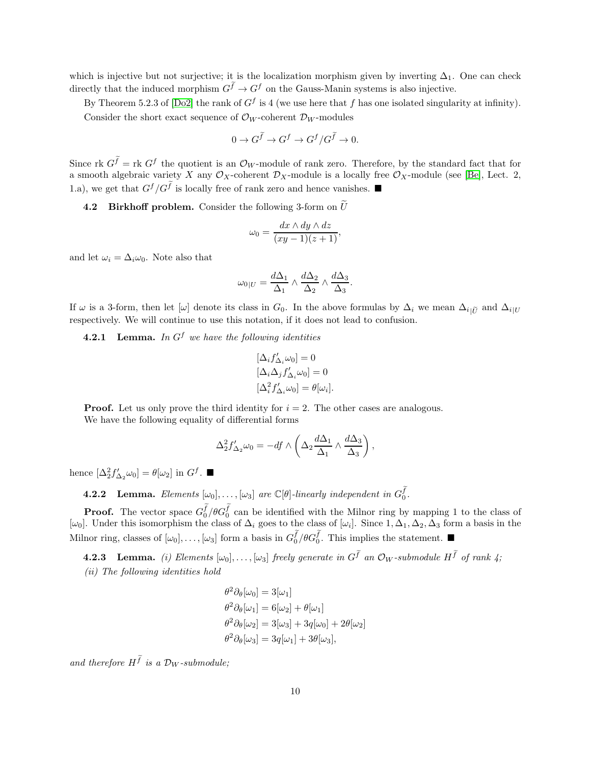which is injective but not surjective; it is the localization morphism given by inverting $\Delta_1$. One can check directly that the induced morphism $G^{\widetilde{f}} \to G^f$ on the Gauss-Manin systems is also injective.

By Theorem 5.2.3 of [Do2] the rank of $G^f$ is 4 (we use here that $f$ has one isolated singularity at infinity).

Consider the short exact sequence of $\mathcal{O}_W$-coherent $\mathcal{D}_W$-modules

$$0 \to G^{\widetilde{f}} \to G^f \to G^f/G^{\widetilde{f}} \to 0.$$

Since $\operatorname{rk} G^{\widetilde{f}} = \operatorname{rk} G^f$ the quotient is an $\mathcal{O}_W$-module of rank zero. Therefore, by the standard fact that for a smooth algebraic variety $X$ any $\mathcal{O}_X$-coherent $\mathcal{D}_X$-module is a locally free $\mathcal{O}_X$-module (see [Be], Lect. 2, 1.a), we get that $G^f/G^{\widetilde{f}}$ is locally free of rank zero and hence vanishes. ■

**4.2 Birkhoff problem.** Consider the following 3-form on $\widetilde{U}$

$$\omega_0 = \frac{dx \wedge dy \wedge dz}{(xy-1)(z+1)},$$

and let $\omega_i = \Delta_i \omega_0$. Note also that

$$\omega_{0|U} = \frac{d\Delta_1}{\Delta_1} \wedge \frac{d\Delta_2}{\Delta_2} \wedge \frac{d\Delta_3}{\Delta_3}.$$

If $\omega$ is a 3-form, then let $[\omega]$ denote its class in $G_0$. In the above formulas by $\Delta_i$ we mean $\Delta_{i|\widetilde{U}}$ and $\Delta_{i|U}$ respectively. We will continue to use this notation, if it does not lead to confusion.

**4.2.1 Lemma.** *In $G^f$ we have the following identities*

$$[\Delta_i f'_{\Delta_i} \omega_0] = 0$$
$$[\Delta_i \Delta_j f'_{\Delta_i} \omega_0] = 0$$
$$[\Delta_i^2 f'_{\Delta_i} \omega_0] = \theta[\omega_i].$$

**Proof.** Let us only prove the third identity for $i = 2$. The other cases are analogous.

We have the following equality of differential forms

$$\Delta_2^2 f'_{\Delta_2} \omega_0 = -df \wedge \left( \Delta_2 \frac{d\Delta_1}{\Delta_1} \wedge \frac{d\Delta_3}{\Delta_3} \right),$$

hence $[\Delta_2^2 f'_{\Delta_2} \omega_0] = \theta[\omega_2]$ in $G^f$. ■

**4.2.2 Lemma.** *Elements $[\omega_0], \ldots, [\omega_3]$ are $\mathbb{C}[\theta]$-linearly independent in $G_0^{\widetilde{f}}$.*

**Proof.** The vector space $G_0^{\widetilde{f}}/\theta G_0^{\widetilde{f}}$ can be identified with the Milnor ring by mapping 1 to the class of $[\omega_0]$. Under this isomorphism the class of $\Delta_i$ goes to the class of $[\omega_i]$. Since $1, \Delta_1, \Delta_2, \Delta_3$ form a basis in the Milnor ring, classes of $[\omega_0], \ldots, [\omega_3]$ form a basis in $G_0^{\widetilde{f}}/\theta G_0^{\widetilde{f}}$. This implies the statement. ■

**4.2.3 Lemma.** *(i) Elements $[\omega_0], \ldots, [\omega_3]$ freely generate in $G^{\widetilde{f}}$ an $\mathcal{O}_W$-submodule $H^{\widetilde{f}}$ of rank 4;*

*(ii) The following identities hold*

$$\theta^2 \partial_\theta [\omega_0] = 3[\omega_1]$$
$$\theta^2 \partial_\theta [\omega_1] = 6[\omega_2] + \theta[\omega_1]$$
$$\theta^2 \partial_\theta [\omega_2] = 3[\omega_3] + 3q[\omega_0] + 2\theta[\omega_2]$$
$$\theta^2 \partial_\theta [\omega_3] = 3q[\omega_1] + 3\theta[\omega_3],$$

*and therefore $H^{\widetilde{f}}$ is a $\mathcal{D}_W$-submodule;*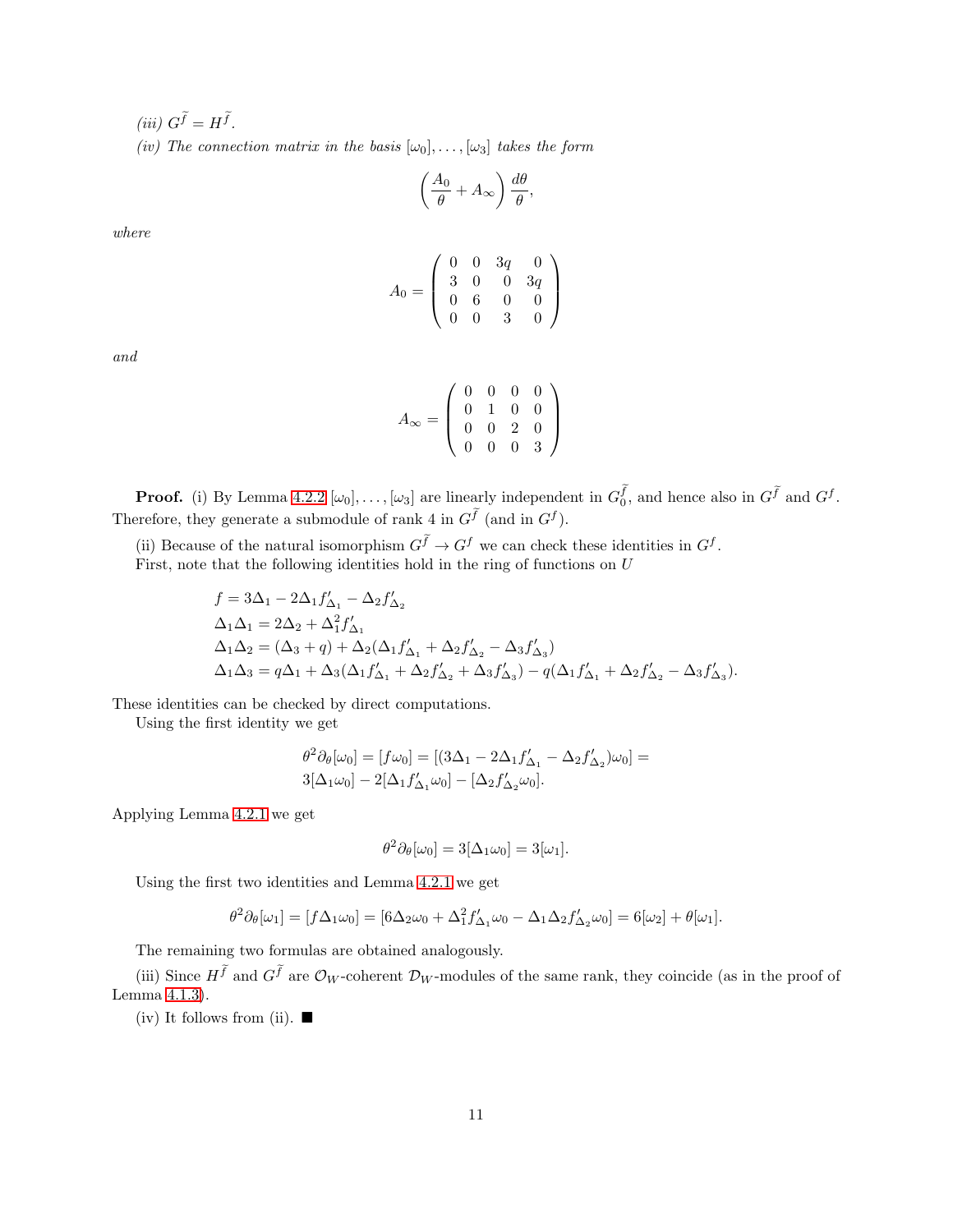*(iii)* $G^{\widetilde{f}} = H^{\widetilde{f}}$.

*(iv) The connection matrix in the basis* $[\omega_0], \ldots, [\omega_3]$ *takes the form*

$$\left(\frac{A_0}{\theta} + A_\infty\right)\frac{d\theta}{\theta},$$

*where*

$$A_0 = \begin{pmatrix} 0 & 0 & 3q & 0 \\ 3 & 0 & 0 & 3q \\ 0 & 6 & 0 & 0 \\ 0 & 0 & 3 & 0 \end{pmatrix}$$

*and*

$$A_\infty = \begin{pmatrix} 0 & 0 & 0 & 0 \\ 0 & 1 & 0 & 0 \\ 0 & 0 & 2 & 0 \\ 0 & 0 & 0 & 3 \end{pmatrix}$$

**Proof.** (i) By Lemma 4.2.2 $[\omega_0], \ldots, [\omega_3]$ are linearly independent in $G_0^{\widetilde{f}}$, and hence also in $G^{\widetilde{f}}$ and $G^f$. Therefore, they generate a submodule of rank 4 in $G^{\widetilde{f}}$ (and in $G^f$).

(ii) Because of the natural isomorphism $G^{\widetilde{f}} \to G^f$ we can check these identities in $G^f$.
First, note that the following identities hold in the ring of functions on $U$

$$\begin{aligned}
&f = 3\Delta_1 - 2\Delta_1 f'_{\Delta_1} - \Delta_2 f'_{\Delta_2} \\
&\Delta_1\Delta_1 = 2\Delta_2 + \Delta_1^2 f'_{\Delta_1} \\
&\Delta_1\Delta_2 = (\Delta_3 + q) + \Delta_2(\Delta_1 f'_{\Delta_1} + \Delta_2 f'_{\Delta_2} - \Delta_3 f'_{\Delta_3}) \\
&\Delta_1\Delta_3 = q\Delta_1 + \Delta_3(\Delta_1 f'_{\Delta_1} + \Delta_2 f'_{\Delta_2} + \Delta_3 f'_{\Delta_3}) - q(\Delta_1 f'_{\Delta_1} + \Delta_2 f'_{\Delta_2} - \Delta_3 f'_{\Delta_3}).
\end{aligned}$$

These identities can be checked by direct computations.
Using the first identity we get

$$\begin{aligned}
&\theta^2\partial_\theta[\omega_0] = [f\omega_0] = [(3\Delta_1 - 2\Delta_1 f'_{\Delta_1} - \Delta_2 f'_{\Delta_2})\omega_0] = \\
&3[\Delta_1\omega_0] - 2[\Delta_1 f'_{\Delta_1}\omega_0] - [\Delta_2 f'_{\Delta_2}\omega_0].
\end{aligned}$$

Applying Lemma 4.2.1 we get

$$\theta^2\partial_\theta[\omega_0] = 3[\Delta_1\omega_0] = 3[\omega_1].$$

Using the first two identities and Lemma 4.2.1 we get

$$\theta^2\partial_\theta[\omega_1] = [f\Delta_1\omega_0] = [6\Delta_2\omega_0 + \Delta_1^2 f'_{\Delta_1}\omega_0 - \Delta_1\Delta_2 f'_{\Delta_2}\omega_0] = 6[\omega_2] + \theta[\omega_1].$$

The remaining two formulas are obtained analogously.

(iii) Since $H^{\widetilde{f}}$ and $G^{\widetilde{f}}$ are $\mathcal{O}_W$-coherent $\mathcal{D}_W$-modules of the same rank, they coincide (as in the proof of Lemma 4.1.3).

(iv) It follows from (ii). ■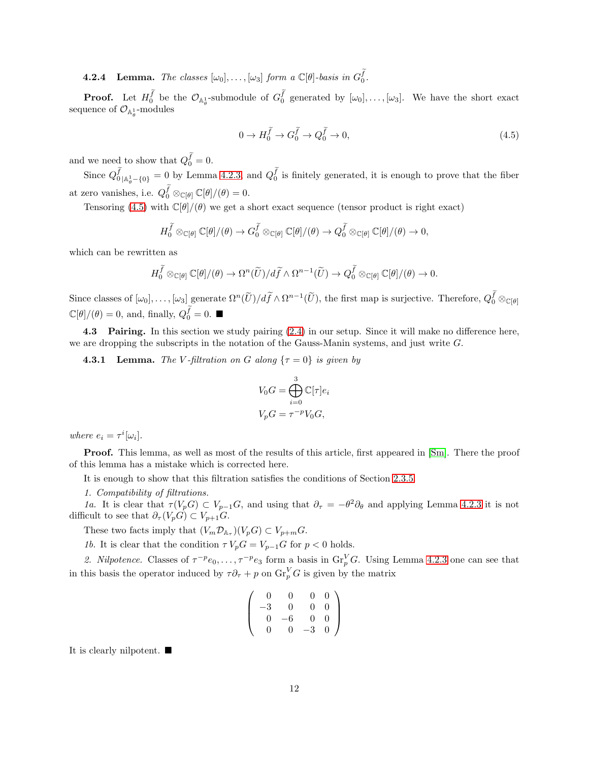**4.2.4 Lemma.** *The classes* $[\omega_0], \ldots, [\omega_3]$ *form a* $\mathbb{C}[\theta]$*-basis in* $G_0^{\widetilde{f}}$.

**Proof.** Let $H_0^{\widetilde{f}}$ be the $\mathcal{O}_{\mathbb{A}^1_\theta}$-submodule of $G_0^{\widetilde{f}}$ generated by $[\omega_0], \ldots, [\omega_3]$. We have the short exact sequence of $\mathcal{O}_{\mathbb{A}^1_\theta}$-modules

$$0 \to H_0^{\widetilde{f}} \to G_0^{\widetilde{f}} \to Q_0^{\widetilde{f}} \to 0, \tag{4.5}$$

and we need to show that $Q_0^{\widetilde{f}} = 0$.

Since $Q^{\widetilde{f}}_{0\,|\mathbb{A}^1_\theta - \{0\}} = 0$ by Lemma 4.2.3, and $Q_0^{\widetilde{f}}$ is finitely generated, it is enough to prove that the fiber at zero vanishes, i.e. $Q_0^{\widetilde{f}} \otimes_{\mathbb{C}[\theta]} \mathbb{C}[\theta]/(\theta) = 0$.

Tensoring (4.5) with $\mathbb{C}[\theta]/(\theta)$ we get a short exact sequence (tensor product is right exact)

$$H_0^{\widetilde{f}} \otimes_{\mathbb{C}[\theta]} \mathbb{C}[\theta]/(\theta) \to G_0^{\widetilde{f}} \otimes_{\mathbb{C}[\theta]} \mathbb{C}[\theta]/(\theta) \to Q_0^{\widetilde{f}} \otimes_{\mathbb{C}[\theta]} \mathbb{C}[\theta]/(\theta) \to 0,$$

which can be rewritten as

$$H_0^{\widetilde{f}} \otimes_{\mathbb{C}[\theta]} \mathbb{C}[\theta]/(\theta) \to \Omega^n(\widetilde{U})/d\widetilde{f} \wedge \Omega^{n-1}(\widetilde{U}) \to Q_0^{\widetilde{f}} \otimes_{\mathbb{C}[\theta]} \mathbb{C}[\theta]/(\theta) \to 0.$$

Since classes of $[\omega_0], \ldots, [\omega_3]$ generate $\Omega^n(\widetilde{U})/d\widetilde{f} \wedge \Omega^{n-1}(\widetilde{U})$, the first map is surjective. Therefore, $Q_0^{\widetilde{f}} \otimes_{\mathbb{C}[\theta]} \mathbb{C}[\theta]/(\theta) = 0$, and, finally, $Q_0^{\widetilde{f}} = 0$. ■

**4.3 Pairing.** In this section we study pairing (2.4) in our setup. Since it will make no difference here, we are dropping the subscripts in the notation of the Gauss-Manin systems, and just write $G$.

**4.3.1 Lemma.** *The* $V$*-filtration on* $G$ *along* $\{\tau = 0\}$ *is given by*

$$V_0 G = \bigoplus_{i=0}^{3} \mathbb{C}[\tau] e_i$$
$$V_p G = \tau^{-p} V_0 G,$$

*where* $e_i = \tau^i [\omega_i]$.

**Proof.** This lemma, as well as most of the results of this article, first appeared in [Sm]. There the proof of this lemma has a mistake which is corrected here.

It is enough to show that this filtration satisfies the conditions of Section 2.3.5.

*1. Compatibility of filtrations.*

*1a.* It is clear that $\tau(V_p G) \subset V_{p-1} G$, and using that $\partial_\tau = -\theta^2 \partial_\theta$ and applying Lemma 4.2.3 it is not difficult to see that $\partial_\tau (V_p G) \subset V_{p+1} G$.

These two facts imply that $(V_m \mathcal{D}_{\mathbb{A}_\tau})(V_p G) \subset V_{p+m} G$.

*1b.* It is clear that the condition $\tau\, V_p G = V_{p-1} G$ for $p < 0$ holds.

*2. Nilpotence.* Classes of $\tau^{-p} e_0, \ldots, \tau^{-p} e_3$ form a basis in $\mathrm{Gr}_p^V G$. Using Lemma 4.2.3 one can see that in this basis the operator induced by $\tau \partial_\tau + p$ on $\mathrm{Gr}_p^V G$ is given by the matrix

$$\begin{pmatrix} 0 & 0 & 0 & 0 \\ -3 & 0 & 0 & 0 \\ 0 & -6 & 0 & 0 \\ 0 & 0 & -3 & 0 \end{pmatrix}$$

It is clearly nilpotent. ■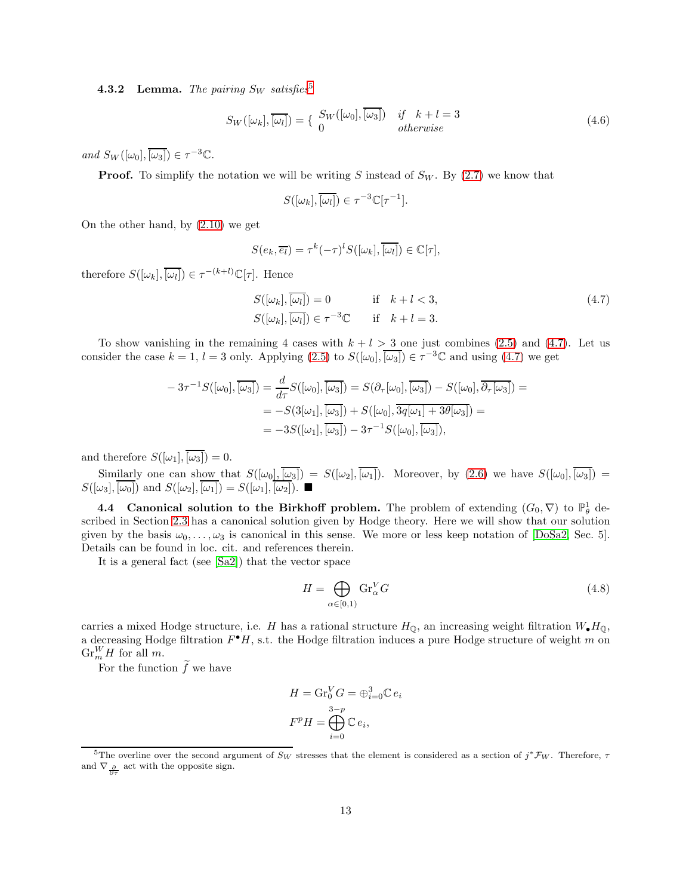**4.3.2 Lemma.** *The pairing $S_W$ satisfies*[5]

$$S_W([\omega_k], \overline{[\omega_l]}) = \begin{cases} S_W([\omega_0], \overline{[\omega_3]}) & \text{if} \quad k+l=3 \\ 0 & \text{otherwise} \end{cases} \tag{4.6}$$

*and* $S_W([\omega_0], \overline{[\omega_3]}) \in \tau^{-3}\mathbb{C}$.

**Proof.** To simplify the notation we will be writing $S$ instead of $S_W$. By (2.7) we know that

$$S([\omega_k], \overline{[\omega_l]}) \in \tau^{-3}\mathbb{C}[\tau^{-1}].$$

On the other hand, by (2.10) we get

$$S(e_k, \overline{e_l}) = \tau^k(-\tau)^l S([\omega_k], \overline{[\omega_l]}) \in \mathbb{C}[\tau],$$

therefore $S([\omega_k], \overline{[\omega_l]}) \in \tau^{-(k+l)}\mathbb{C}[\tau]$. Hence

$$\begin{aligned} S([\omega_k], \overline{[\omega_l]}) &= 0 \qquad\quad \text{if} \quad k+l<3, \\ S([\omega_k], \overline{[\omega_l]}) &\in \tau^{-3}\mathbb{C} \qquad \text{if} \quad k+l=3. \end{aligned} \tag{4.7}$$

To show vanishing in the remaining 4 cases with $k+l>3$ one just combines (2.5) and (4.7). Let us consider the case $k=1$, $l=3$ only. Applying (2.5) to $S([\omega_0], \overline{[\omega_3]}) \in \tau^{-3}\mathbb{C}$ and using (4.7) we get

$$\begin{aligned} -3\tau^{-1}S([\omega_0], \overline{[\omega_3]}) &= \frac{d}{d\tau}S([\omega_0], \overline{[\omega_3]}) = S(\partial_\tau[\omega_0], \overline{[\omega_3]}) - S([\omega_0], \overline{\partial_\tau[\omega_3]}) = \\ &= -S(3[\omega_1], \overline{[\omega_3]}) + S([\omega_0], \overline{3q[\omega_1] + 3\theta[\omega_3]}) = \\ &= -3S([\omega_1], \overline{[\omega_3]}) - 3\tau^{-1}S([\omega_0], \overline{[\omega_3]}), \end{aligned}$$

and therefore $S([\omega_1], \overline{[\omega_3]}) = 0$.

Similarly one can show that $S([\omega_0], \overline{[\omega_3]}) = S([\omega_2], \overline{[\omega_1]})$. Moreover, by (2.6) we have $S([\omega_0], \overline{[\omega_3]}) = S([\omega_3], \overline{[\omega_0]})$ and $S([\omega_2], \overline{[\omega_1]}) = S([\omega_1], \overline{[\omega_2]})$. ■

**4.4 Canonical solution to the Birkhoff problem.** The problem of extending $(G_0, \nabla)$ to $\mathbb{P}^1_\theta$ described in Section 2.3 has a canonical solution given by Hodge theory. Here we will show that our solution given by the basis $\omega_0, \ldots, \omega_3$ is canonical in this sense. We more or less keep notation of [DoSa2, Sec. 5]. Details can be found in loc. cit. and references therein.

It is a general fact (see [Sa2]) that the vector space

$$H = \bigoplus_{\alpha\in[0,1)} \mathrm{Gr}^V_\alpha G \tag{4.8}$$

carries a mixed Hodge structure, i.e. $H$ has a rational structure $H_\mathbb{Q}$, an increasing weight filtration $W_\bullet H_\mathbb{Q}$, a decreasing Hodge filtration $F^\bullet H$, s.t. the Hodge filtration induces a pure Hodge structure of weight $m$ on $\mathrm{Gr}^W_m H$ for all $m$.

For the function $\widetilde{f}$ we have

$$\begin{aligned} H &= \mathrm{Gr}^V_0 G = \oplus_{i=0}^3 \mathbb{C}\, e_i \\ F^p H &= \bigoplus_{i=0}^{3-p} \mathbb{C}\, e_i, \end{aligned}$$

[5] The overline over the second argument of $S_W$ stresses that the element is considered as a section of $j^*\mathcal{F}_W$. Therefore, $\tau$ and $\nabla_{\frac{\partial}{\partial\tau}}$ act with the opposite sign.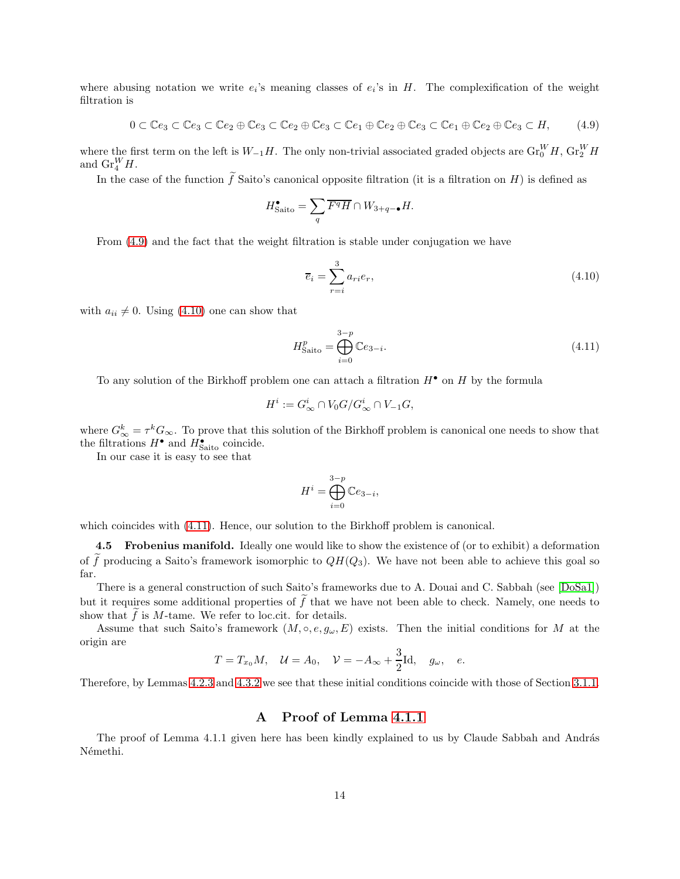where abusing notation we write $e_i$'s meaning classes of $e_i$'s in $H$. The complexification of the weight filtration is

$$0 \subset \mathbb{C}e_3 \subset \mathbb{C}e_3 \subset \mathbb{C}e_2 \oplus \mathbb{C}e_3 \subset \mathbb{C}e_2 \oplus \mathbb{C}e_3 \subset \mathbb{C}e_1 \oplus \mathbb{C}e_2 \oplus \mathbb{C}e_3 \subset \mathbb{C}e_1 \oplus \mathbb{C}e_2 \oplus \mathbb{C}e_3 \subset H, \tag{4.9}$$

where the first term on the left is $W_{-1}H$. The only non-trivial associated graded objects are $\mathrm{Gr}_0^W H$, $\mathrm{Gr}_2^W H$ and $\mathrm{Gr}_4^W H$.

In the case of the function $\widetilde{f}$ Saito's canonical opposite filtration (it is a filtration on $H$) is defined as

$$H^{\bullet}_{\mathrm{Saito}} = \sum_q \overline{F^q H} \cap W_{3+q-\bullet} H.$$

From (4.9) and the fact that the weight filtration is stable under conjugation we have

$$\overline{e}_i = \sum_{r=i}^{3} a_{ri} e_r, \tag{4.10}$$

with $a_{ii} \neq 0$. Using (4.10) one can show that

$$H^p_{\mathrm{Saito}} = \bigoplus_{i=0}^{3-p} \mathbb{C}e_{3-i}. \tag{4.11}$$

To any solution of the Birkhoff problem one can attach a filtration $H^\bullet$ on $H$ by the formula

$$H^i := G^i_\infty \cap V_0 G / G^i_\infty \cap V_{-1} G,$$

where $G^k_\infty = \tau^k G_\infty$. To prove that this solution of the Birkhoff problem is canonical one needs to show that the filtrations $H^\bullet$ and $H^\bullet_{\mathrm{Saito}}$ coincide.

In our case it is easy to see that

$$H^i = \bigoplus_{i=0}^{3-p} \mathbb{C}e_{3-i},$$

which coincides with (4.11). Hence, our solution to the Birkhoff problem is canonical.

**4.5 Frobenius manifold.** Ideally one would like to show the existence of (or to exhibit) a deformation of $\widetilde{f}$ producing a Saito's framework isomorphic to $QH(Q_3)$. We have not been able to achieve this goal so far.

There is a general construction of such Saito's frameworks due to A. Douai and C. Sabbah (see [DoSa1]) but it requires some additional properties of $\widetilde{f}$ that we have not been able to check. Namely, one needs to show that $\widetilde{f}$ is $M$-tame. We refer to loc.cit. for details.

Assume that such Saito's framework $(M, \circ, e, g_\omega, E)$ exists. Then the initial conditions for $M$ at the origin are

$$T = T_{x_0}M, \quad \mathcal{U} = A_0, \quad \mathcal{V} = -A_\infty + \frac{3}{2}\mathrm{Id}, \quad g_\omega, \quad e.$$

Therefore, by Lemmas 4.2.3 and 4.3.2 we see that these initial conditions coincide with those of Section 3.1.1.

## A Proof of Lemma 4.1.1

The proof of Lemma 4.1.1 given here has been kindly explained to us by Claude Sabbah and András Némethi.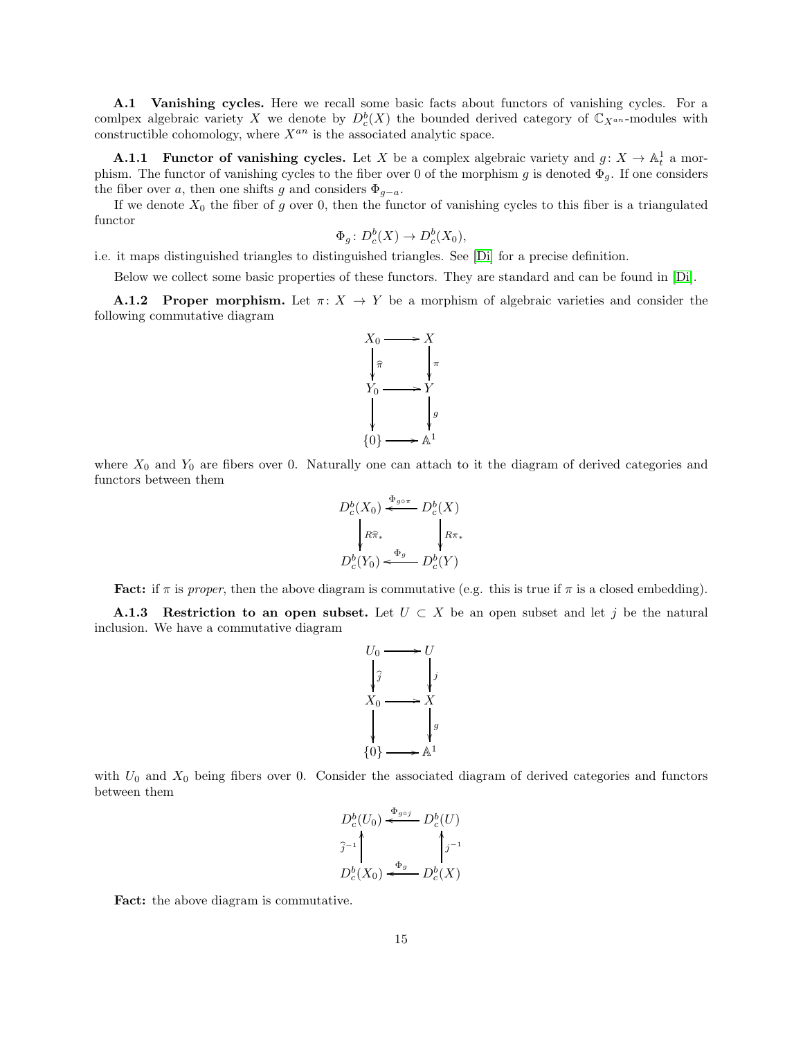**A.1 Vanishing cycles.** Here we recall some basic facts about functors of vanishing cycles. For a comlpex algebraic variety $X$ we denote by $D^b_c(X)$ the bounded derived category of $\mathbb{C}_{X^{an}}$-modules with constructible cohomology, where $X^{an}$ is the associated analytic space.

**A.1.1 Functor of vanishing cycles.** Let $X$ be a complex algebraic variety and $g\colon X \to \mathbb{A}^1_t$ a morphism. The functor of vanishing cycles to the fiber over 0 of the morphism $g$ is denoted $\Phi_g$. If one considers the fiber over $a$, then one shifts $g$ and considers $\Phi_{g-a}$.

If we denote $X_0$ the fiber of $g$ over 0, then the functor of vanishing cycles to this fiber is a triangulated functor

$$\Phi_g\colon D^b_c(X) \to D^b_c(X_0),$$

i.e. it maps distinguished triangles to distinguished triangles. See [Di] for a precise definition.

Below we collect some basic properties of these functors. They are standard and can be found in [Di].

**A.1.2 Proper morphism.** Let $\pi\colon X \to Y$ be a morphism of algebraic varieties and consider the following commutative diagram

$$\begin{array}{ccc} X_0 & \longrightarrow & X \\ \downarrow{\scriptstyle \widehat{\pi}} & & \downarrow{\scriptstyle \pi} \\ Y_0 & \longrightarrow & Y \\ \downarrow & & \downarrow{\scriptstyle g} \\ \{0\} & \longrightarrow & \mathbb{A}^1 \end{array}$$

where $X_0$ and $Y_0$ are fibers over 0. Naturally one can attach to it the diagram of derived categories and functors between them

$$\begin{array}{ccc} D^b_c(X_0) & \xleftarrow{\Phi_{g\circ\pi}} & D^b_c(X) \\ \downarrow{\scriptstyle R\widehat{\pi}_*} & & \downarrow{\scriptstyle R\pi_*} \\ D^b_c(Y_0) & \xleftarrow{\Phi_g} & D^b_c(Y) \end{array}$$

**Fact:** if $\pi$ is *proper*, then the above diagram is commutative (e.g. this is true if $\pi$ is a closed embedding).

**A.1.3 Restriction to an open subset.** Let $U \subset X$ be an open subset and let $j$ be the natural inclusion. We have a commutative diagram

$$\begin{array}{ccc} U_0 & \longrightarrow & U \\ \downarrow{\scriptstyle \widehat{j}} & & \downarrow{\scriptstyle j} \\ X_0 & \longrightarrow & X \\ \downarrow & & \downarrow{\scriptstyle g} \\ \{0\} & \longrightarrow & \mathbb{A}^1 \end{array}$$

with $U_0$ and $X_0$ being fibers over 0. Consider the associated diagram of derived categories and functors between them

$$\begin{array}{ccc} D^b_c(U_0) & \xleftarrow{\Phi_{g\circ j}} & D^b_c(U) \\ \uparrow{\scriptstyle \widehat{j}^{-1}} & & \uparrow{\scriptstyle j^{-1}} \\ D^b_c(X_0) & \xleftarrow{\Phi_g} & D^b_c(X) \end{array}$$

**Fact:** the above diagram is commutative.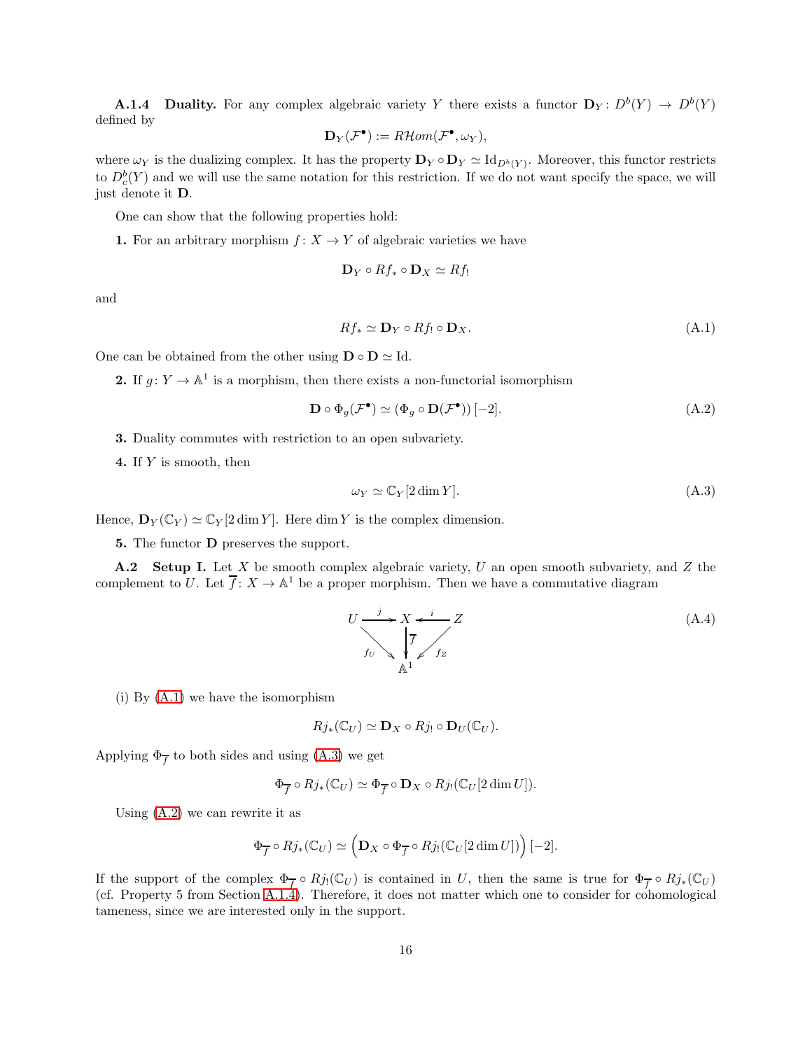**A.1.4 Duality.** For any complex algebraic variety $Y$ there exists a functor $\mathbf{D}_Y \colon D^b(Y) \to D^b(Y)$ defined by

$$\mathbf{D}_Y(\mathcal{F}^\bullet) := R\mathcal{H}om(\mathcal{F}^\bullet, \omega_Y),$$

where $\omega_Y$ is the dualizing complex. It has the property $\mathbf{D}_Y \circ \mathbf{D}_Y \simeq \mathrm{Id}_{D^b(Y)}$. Moreover, this functor restricts to $D^b_c(Y)$ and we will use the same notation for this restriction. If we do not want specify the space, we will just denote it $\mathbf{D}$.

One can show that the following properties hold:

**1.** For an arbitrary morphism $f \colon X \to Y$ of algebraic varieties we have

$$\mathbf{D}_Y \circ Rf_* \circ \mathbf{D}_X \simeq Rf_!$$

and

$$Rf_* \simeq \mathbf{D}_Y \circ Rf_! \circ \mathbf{D}_X. \tag{A.1}$$

One can be obtained from the other using $\mathbf{D} \circ \mathbf{D} \simeq \mathrm{Id}$.

**2.** If $g \colon Y \to \mathbb{A}^1$ is a morphism, then there exists a non-functorial isomorphism

$$\mathbf{D} \circ \Phi_g(\mathcal{F}^\bullet) \simeq (\Phi_g \circ \mathbf{D}(\mathcal{F}^\bullet))\,[-2]. \tag{A.2}$$

**3.** Duality commutes with restriction to an open subvariety.

**4.** If $Y$ is smooth, then

$$\omega_Y \simeq \mathbb{C}_Y[2\dim Y]. \tag{A.3}$$

Hence, $\mathbf{D}_Y(\mathbb{C}_Y) \simeq \mathbb{C}_Y[2\dim Y]$. Here $\dim Y$ is the complex dimension.

**5.** The functor $\mathbf{D}$ preserves the support.

**A.2 Setup I.** Let $X$ be smooth complex algebraic variety, $U$ an open smooth subvariety, and $Z$ the complement to $U$. Let $\overline{f} \colon X \to \mathbb{A}^1$ be a proper morphism. Then we have a commutative diagram

$$\begin{array}{ccccc} U & \xrightarrow{j} & X & \xleftarrow{i} & Z \\ & \searrow^{f_U} & \downarrow{\scriptstyle \overline{f}} & \swarrow^{f_Z} & \\ & & \mathbb{A}^1 & & \end{array} \tag{A.4}$$

(i) By (A.1) we have the isomorphism

$$Rj_*(\mathbb{C}_U) \simeq \mathbf{D}_X \circ Rj_! \circ \mathbf{D}_U(\mathbb{C}_U).$$

Applying $\Phi_{\overline{f}}$ to both sides and using (A.3) we get

$$\Phi_{\overline{f}} \circ Rj_*(\mathbb{C}_U) \simeq \Phi_{\overline{f}} \circ \mathbf{D}_X \circ Rj_!(\mathbb{C}_U[2\dim U]).$$

Using (A.2) we can rewrite it as

$$\Phi_{\overline{f}} \circ Rj_*(\mathbb{C}_U) \simeq \Big(\mathbf{D}_X \circ \Phi_{\overline{f}} \circ Rj_!(\mathbb{C}_U[2\dim U])\Big)\,[-2].$$

If the support of the complex $\Phi_{\overline{f}} \circ Rj_!(\mathbb{C}_U)$ is contained in $U$, then the same is true for $\Phi_{\overline{f}} \circ Rj_*(\mathbb{C}_U)$ (cf. Property 5 from Section A.1.4). Therefore, it does not matter which one to consider for cohomological tameness, since we are interested only in the support.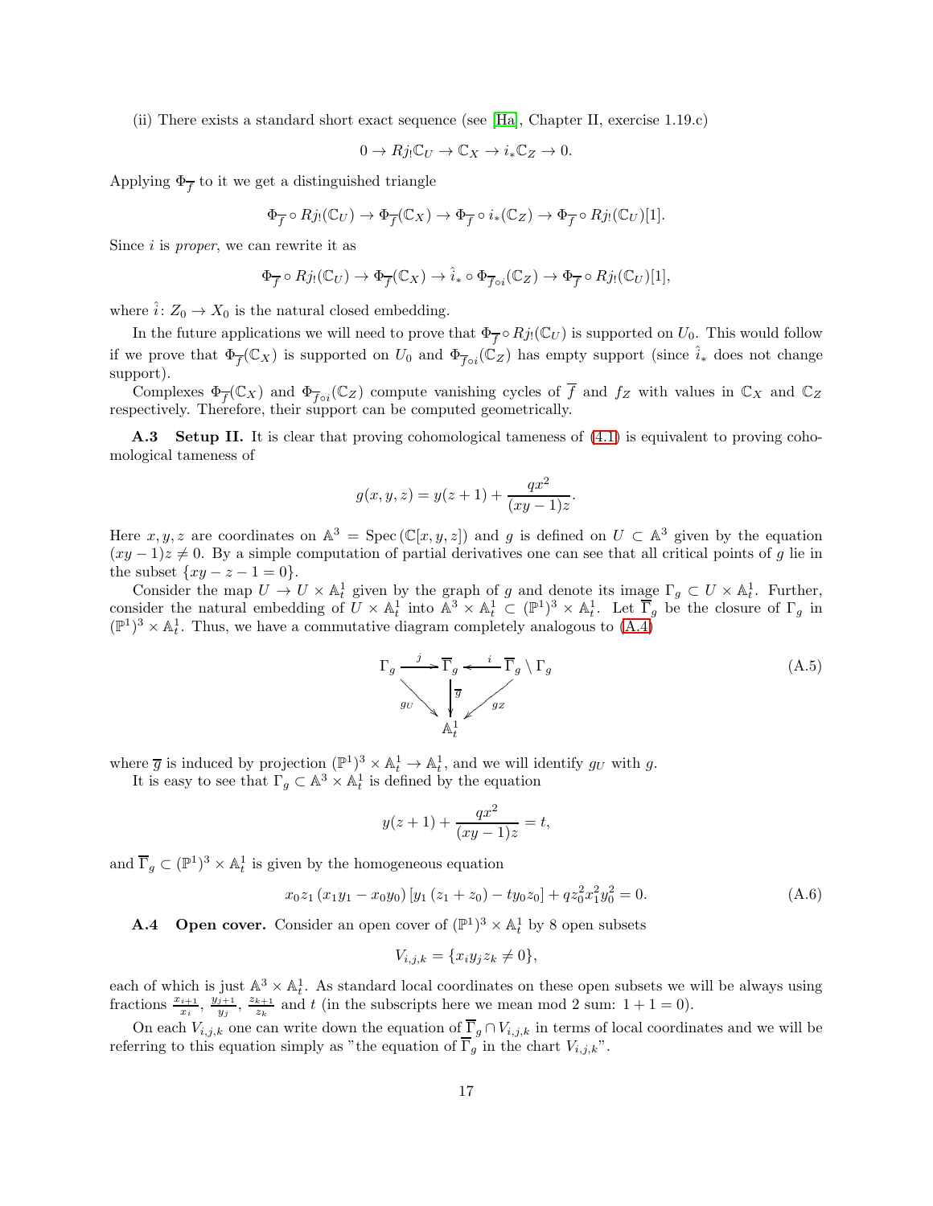(ii) There exists a standard short exact sequence (see [Ha], Chapter II, exercise 1.19.c)

$$0 \to Rj_! \mathbb{C}_U \to \mathbb{C}_X \to i_* \mathbb{C}_Z \to 0.$$

Applying $\Phi_{\overline{f}}$ to it we get a distinguished triangle

$$\Phi_{\overline{f}} \circ Rj_!(\mathbb{C}_U) \to \Phi_{\overline{f}}(\mathbb{C}_X) \to \Phi_{\overline{f}} \circ i_*(\mathbb{C}_Z) \to \Phi_{\overline{f}} \circ Rj_!(\mathbb{C}_U)[1].$$

Since $i$ is *proper*, we can rewrite it as

$$\Phi_{\overline{f}} \circ Rj_!(\mathbb{C}_U) \to \Phi_{\overline{f}}(\mathbb{C}_X) \to \hat{i}_* \circ \Phi_{\overline{f} \circ i}(\mathbb{C}_Z) \to \Phi_{\overline{f}} \circ Rj_!(\mathbb{C}_U)[1],$$

where $\hat{i}\colon Z_0 \to X_0$ is the natural closed embedding.

In the future applications we will need to prove that $\Phi_{\overline{f}} \circ Rj_!(\mathbb{C}_U)$ is supported on $U_0$. This would follow if we prove that $\Phi_{\overline{f}}(\mathbb{C}_X)$ is supported on $U_0$ and $\Phi_{\overline{f} \circ i}(\mathbb{C}_Z)$ has empty support (since $\hat{i}_*$ does not change support).

Complexes $\Phi_{\overline{f}}(\mathbb{C}_X)$ and $\Phi_{\overline{f} \circ i}(\mathbb{C}_Z)$ compute vanishing cycles of $\overline{f}$ and $f_Z$ with values in $\mathbb{C}_X$ and $\mathbb{C}_Z$ respectively. Therefore, their support can be computed geometrically.

**A.3 Setup II.** It is clear that proving cohomological tameness of (4.1) is equivalent to proving cohomological tameness of

$$g(x, y, z) = y(z+1) + \frac{qx^2}{(xy-1)z}.$$

Here $x, y, z$ are coordinates on $\mathbb{A}^3 = \operatorname{Spec}(\mathbb{C}[x, y, z])$ and $g$ is defined on $U \subset \mathbb{A}^3$ given by the equation $(xy-1)z \neq 0$. By a simple computation of partial derivatives one can see that all critical points of $g$ lie in the subset $\{xy - z - 1 = 0\}$.

Consider the map $U \to U \times \mathbb{A}^1_t$ given by the graph of $g$ and denote its image $\Gamma_g \subset U \times \mathbb{A}^1_t$. Further, consider the natural embedding of $U \times \mathbb{A}^1_t$ into $\mathbb{A}^3 \times \mathbb{A}^1_t \subset (\mathbb{P}^1)^3 \times \mathbb{A}^1_t$. Let $\overline{\Gamma}_g$ be the closure of $\Gamma_g$ in $(\mathbb{P}^1)^3 \times \mathbb{A}^1_t$. Thus, we have a commutative diagram completely analogous to (A.4)

$$\begin{array}{ccccc} \Gamma_g & \xrightarrow{\;j\;} & \overline{\Gamma}_g & \xleftarrow{\;i\;} & \overline{\Gamma}_g \setminus \Gamma_g \\ & {\scriptstyle g_U}\searrow & \downarrow{\scriptstyle \overline{g}} & \swarrow{\scriptstyle g_Z} & \\ & & \mathbb{A}^1_t & & \end{array} \tag{A.5}$$

where $\overline{g}$ is induced by projection $(\mathbb{P}^1)^3 \times \mathbb{A}^1_t \to \mathbb{A}^1_t$, and we will identify $g_U$ with $g$.

It is easy to see that $\Gamma_g \subset \mathbb{A}^3 \times \mathbb{A}^1_t$ is defined by the equation

$$y(z+1) + \frac{qx^2}{(xy-1)z} = t,$$

and $\overline{\Gamma}_g \subset (\mathbb{P}^1)^3 \times \mathbb{A}^1_t$ is given by the homogeneous equation

$$x_0 z_1 (x_1 y_1 - x_0 y_0) [y_1 (z_1 + z_0) - t y_0 z_0] + q z_0^2 x_1^2 y_0^2 = 0. \tag{A.6}$$

**A.4 Open cover.** Consider an open cover of $(\mathbb{P}^1)^3 \times \mathbb{A}^1_t$ by 8 open subsets

$$V_{i,j,k} = \{x_i y_j z_k \neq 0\},$$

each of which is just $\mathbb{A}^3 \times \mathbb{A}^1_t$. As standard local coordinates on these open subsets we will be always using fractions $\frac{x_{i+1}}{x_i}$, $\frac{y_{j+1}}{y_j}$, $\frac{z_{k+1}}{z_k}$ and $t$ (in the subscripts here we mean mod 2 sum: $1 + 1 = 0$).

On each $V_{i,j,k}$ one can write down the equation of $\overline{\Gamma}_g \cap V_{i,j,k}$ in terms of local coordinates and we will be referring to this equation simply as "the equation of $\overline{\Gamma}_g$ in the chart $V_{i,j,k}$".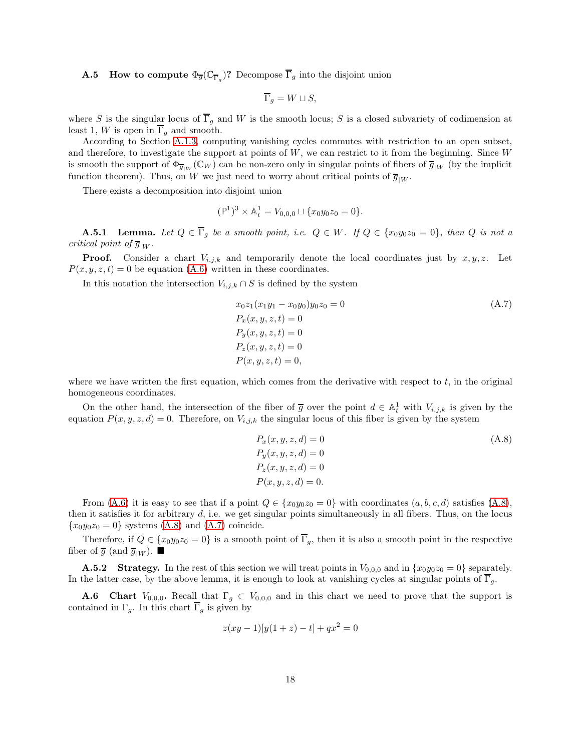**A.5 How to compute $\Phi_{\overline{g}}(\mathbb{C}_{\overline{\Gamma}_g})$?** Decompose $\overline{\Gamma}_g$ into the disjoint union

$$\overline{\Gamma}_g = W \sqcup S,$$

where $S$ is the singular locus of $\overline{\Gamma}_g$ and $W$ is the smooth locus; $S$ is a closed subvariety of codimension at least 1, $W$ is open in $\overline{\Gamma}_g$ and smooth.

According to Section A.1.3, computing vanishing cycles commutes with restriction to an open subset, and therefore, to investigate the support at points of $W$, we can restrict to it from the beginning. Since $W$ is smooth the support of $\Phi_{\overline{g}_{|W}}(\mathbb{C}_W)$ can be non-zero only in singular points of fibers of $\overline{g}_{|W}$ (by the implicit function theorem). Thus, on $W$ we just need to worry about critical points of $\overline{g}_{|W}$.

There exists a decomposition into disjoint union

$$(\mathbb{P}^1)^3 \times \mathbb{A}^1_t = V_{0,0,0} \sqcup \{x_0y_0z_0 = 0\}.$$

**A.5.1 Lemma.** *Let $Q \in \overline{\Gamma}_g$ be a smooth point, i.e. $Q \in W$. If $Q \in \{x_0y_0z_0 = 0\}$, then $Q$ is not a critical point of $\overline{g}_{|W}$.*

**Proof.** Consider a chart $V_{i,j,k}$ and temporarily denote the local coordinates just by $x, y, z$. Let $P(x, y, z, t) = 0$ be equation (A.6) written in these coordinates.

In this notation the intersection $V_{i,j,k} \cap S$ is defined by the system

$$\begin{aligned}
&x_0z_1(x_1y_1 - x_0y_0)y_0z_0 = 0 \\
&P_x(x, y, z, t) = 0 \\
&P_y(x, y, z, t) = 0 \\
&P_z(x, y, z, t) = 0 \\
&P(x, y, z, t) = 0,
\end{aligned} \tag{A.7}$$

where we have written the first equation, which comes from the derivative with respect to $t$, in the original homogeneous coordinates.

On the other hand, the intersection of the fiber of $\overline{g}$ over the point $d \in \mathbb{A}^1_t$ with $V_{i,j,k}$ is given by the equation $P(x, y, z, d) = 0$. Therefore, on $V_{i,j,k}$ the singular locus of this fiber is given by the system

$$\begin{aligned}
&P_x(x, y, z, d) = 0 \\
&P_y(x, y, z, d) = 0 \\
&P_z(x, y, z, d) = 0 \\
&P(x, y, z, d) = 0.
\end{aligned} \tag{A.8}$$

From (A.6) it is easy to see that if a point $Q \in \{x_0y_0z_0 = 0\}$ with coordinates $(a, b, c, d)$ satisfies (A.8), then it satisfies it for arbitrary $d$, i.e. we get singular points simultaneously in all fibers. Thus, on the locus $\{x_0y_0z_0 = 0\}$ systems (A.8) and (A.7) coincide.

Therefore, if $Q \in \{x_0y_0z_0 = 0\}$ is a smooth point of $\overline{\Gamma}_g$, then it is also a smooth point in the respective fiber of $\overline{g}$ (and $\overline{g}_{|W}$). ■

**A.5.2 Strategy.** In the rest of this section we will treat points in $V_{0,0,0}$ and in $\{x_0y_0z_0 = 0\}$ separately. In the latter case, by the above lemma, it is enough to look at vanishing cycles at singular points of $\overline{\Gamma}_g$.

**A.6 Chart $V_{0,0,0}$.** Recall that $\Gamma_g \subset V_{0,0,0}$ and in this chart we need to prove that the support is contained in $\Gamma_g$. In this chart $\overline{\Gamma}_g$ is given by

$$z(xy - 1)[y(1 + z) - t] + qx^2 = 0$$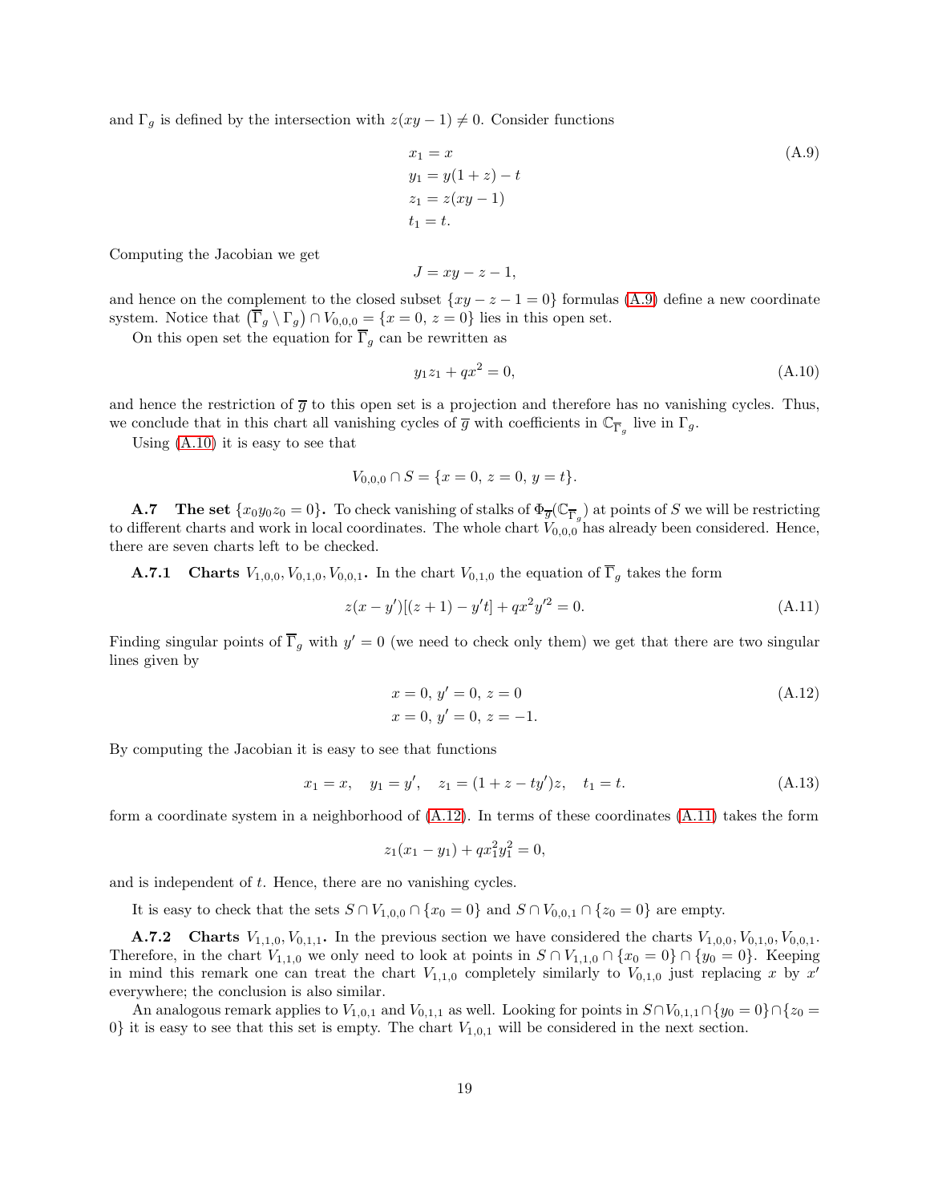and $\Gamma_g$ is defined by the intersection with $z(xy-1) \neq 0$. Consider functions

$$
\begin{aligned}
x_1 &= x \\
y_1 &= y(1+z) - t \\
z_1 &= z(xy-1) \\
t_1 &= t.
\end{aligned} \tag{A.9}
$$

Computing the Jacobian we get

$$J = xy - z - 1,$$

and hence on the complement to the closed subset $\{xy - z - 1 = 0\}$ formulas (A.9) define a new coordinate system. Notice that $(\overline{\Gamma}_g \setminus \Gamma_g) \cap V_{0,0,0} = \{x = 0,\, z = 0\}$ lies in this open set.

On this open set the equation for $\overline{\Gamma}_g$ can be rewritten as

$$y_1 z_1 + qx^2 = 0, \tag{A.10}$$

and hence the restriction of $\overline{g}$ to this open set is a projection and therefore has no vanishing cycles. Thus, we conclude that in this chart all vanishing cycles of $\overline{g}$ with coefficients in $\mathbb{C}_{\overline{\Gamma}_g}$ live in $\Gamma_g$.

Using (A.10) it is easy to see that

$$V_{0,0,0} \cap S = \{x = 0,\, z = 0,\, y = t\}.$$

**A.7 The set $\{x_0 y_0 z_0 = 0\}$.** To check vanishing of stalks of $\Phi_{\overline{g}}(\mathbb{C}_{\overline{\Gamma}_g})$ at points of $S$ we will be restricting to different charts and work in local coordinates. The whole chart $V_{0,0,0}$ has already been considered. Hence, there are seven charts left to be checked.

**A.7.1 Charts $V_{1,0,0}, V_{0,1,0}, V_{0,0,1}$.** In the chart $V_{0,1,0}$ the equation of $\overline{\Gamma}_g$ takes the form

$$z(x - y')[(z+1) - y't] + qx^2 y'^2 = 0. \tag{A.11}$$

Finding singular points of $\overline{\Gamma}_g$ with $y' = 0$ (we need to check only them) we get that there are two singular lines given by

$$
\begin{aligned}
&x = 0,\, y' = 0,\, z = 0 \\
&x = 0,\, y' = 0,\, z = -1.
\end{aligned} \tag{A.12}
$$

By computing the Jacobian it is easy to see that functions

$$x_1 = x, \quad y_1 = y', \quad z_1 = (1 + z - ty')z, \quad t_1 = t. \tag{A.13}$$

form a coordinate system in a neighborhood of (A.12). In terms of these coordinates (A.11) takes the form

$$z_1(x_1 - y_1) + qx_1^2 y_1^2 = 0,$$

and is independent of $t$. Hence, there are no vanishing cycles.

It is easy to check that the sets $S \cap V_{1,0,0} \cap \{x_0 = 0\}$ and $S \cap V_{0,0,1} \cap \{z_0 = 0\}$ are empty.

**A.7.2 Charts $V_{1,1,0}, V_{0,1,1}$.** In the previous section we have considered the charts $V_{1,0,0}, V_{0,1,0}, V_{0,0,1}$. Therefore, in the chart $V_{1,1,0}$ we only need to look at points in $S \cap V_{1,1,0} \cap \{x_0 = 0\} \cap \{y_0 = 0\}$. Keeping in mind this remark one can treat the chart $V_{1,1,0}$ completely similarly to $V_{0,1,0}$ just replacing $x$ by $x'$ everywhere; the conclusion is also similar.

An analogous remark applies to $V_{1,0,1}$ and $V_{0,1,1}$ as well. Looking for points in $S \cap V_{0,1,1} \cap \{y_0 = 0\} \cap \{z_0 = 0\}$ it is easy to see that this set is empty. The chart $V_{1,0,1}$ will be considered in the next section.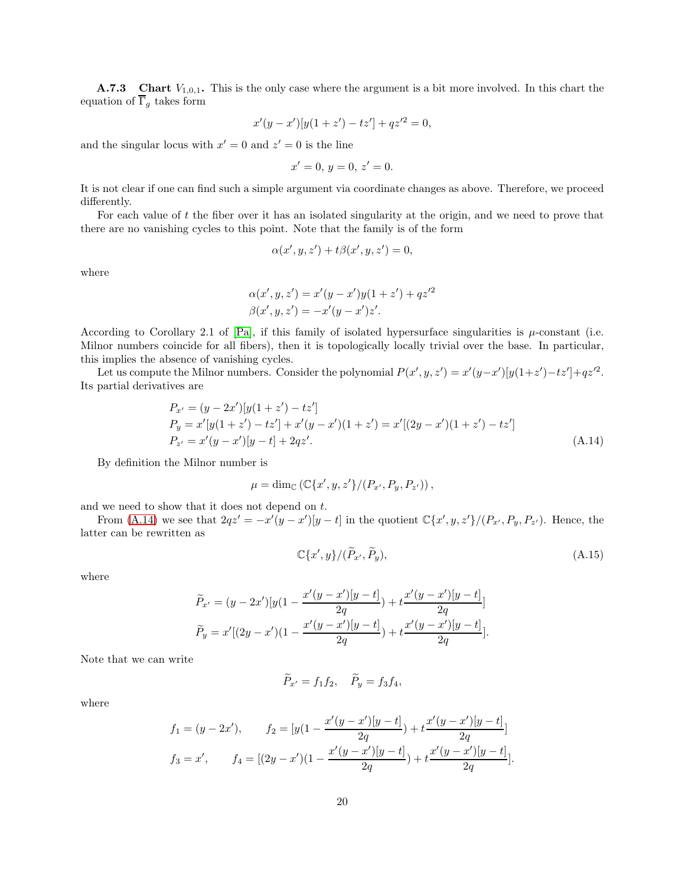**A.7.3 Chart $V_{1,0,1}$.** This is the only case where the argument is a bit more involved. In this chart the equation of $\overline{\Gamma}_g$ takes form

$$x'(y-x')[y(1+z')-tz']+qz'^2=0,$$

and the singular locus with $x'=0$ and $z'=0$ is the line

$$x'=0,\ y=0,\ z'=0.$$

It is not clear if one can find such a simple argument via coordinate changes as above. Therefore, we proceed differently.

For each value of $t$ the fiber over it has an isolated singularity at the origin, and we need to prove that there are no vanishing cycles to this point. Note that the family is of the form

$$\alpha(x',y,z')+t\beta(x',y,z')=0,$$

where

$$\begin{aligned}
\alpha(x',y,z') &= x'(y-x')y(1+z')+qz'^2\\
\beta(x',y,z') &= -x'(y-x')z'.
\end{aligned}$$

According to Corollary 2.1 of [Pa], if this family of isolated hypersurface singularities is $\mu$-constant (i.e. Milnor numbers coincide for all fibers), then it is topologically locally trivial over the base. In particular, this implies the absence of vanishing cycles.

Let us compute the Milnor numbers. Consider the polynomial $P(x',y,z')=x'(y-x')[y(1+z')-tz']+qz'^2$. Its partial derivatives are

$$\begin{aligned}
P_{x'} &= (y-2x')[y(1+z')-tz']\\
P_y &= x'[y(1+z')-tz']+x'(y-x')(1+z') = x'[(2y-x')(1+z')-tz']\\
P_{z'} &= x'(y-x')[y-t]+2qz'.
\end{aligned}\tag{A.14}$$

By definition the Milnor number is

$$\mu=\dim_{\mathbb{C}}\left(\mathbb{C}\{x',y,z'\}/(P_{x'},P_y,P_{z'})\right),$$

and we need to show that it does not depend on $t$.

From (A.14) we see that $2qz'=-x'(y-x')[y-t]$ in the quotient $\mathbb{C}\{x',y,z'\}/(P_{x'},P_y,P_{z'})$. Hence, the latter can be rewritten as

$$\mathbb{C}\{x',y\}/(\widetilde{P}_{x'},\widetilde{P}_y),\tag{A.15}$$

where

$$\begin{aligned}
\widetilde{P}_{x'} &= (y-2x')[y(1-\frac{x'(y-x')[y-t]}{2q})+t\frac{x'(y-x')[y-t]}{2q}]\\
\widetilde{P}_y &= x'[(2y-x')(1-\frac{x'(y-x')[y-t]}{2q})+t\frac{x'(y-x')[y-t]}{2q}].
\end{aligned}$$

Note that we can write

$$\widetilde{P}_{x'}=f_1f_2,\quad \widetilde{P}_y=f_3f_4,$$

where

$$\begin{aligned}
f_1 &= (y-2x'), & f_2 &= [y(1-\frac{x'(y-x')[y-t]}{2q})+t\frac{x'(y-x')[y-t]}{2q}]\\
f_3 &= x', & f_4 &= [(2y-x')(1-\frac{x'(y-x')[y-t]}{2q})+t\frac{x'(y-x')[y-t]}{2q}].
\end{aligned}$$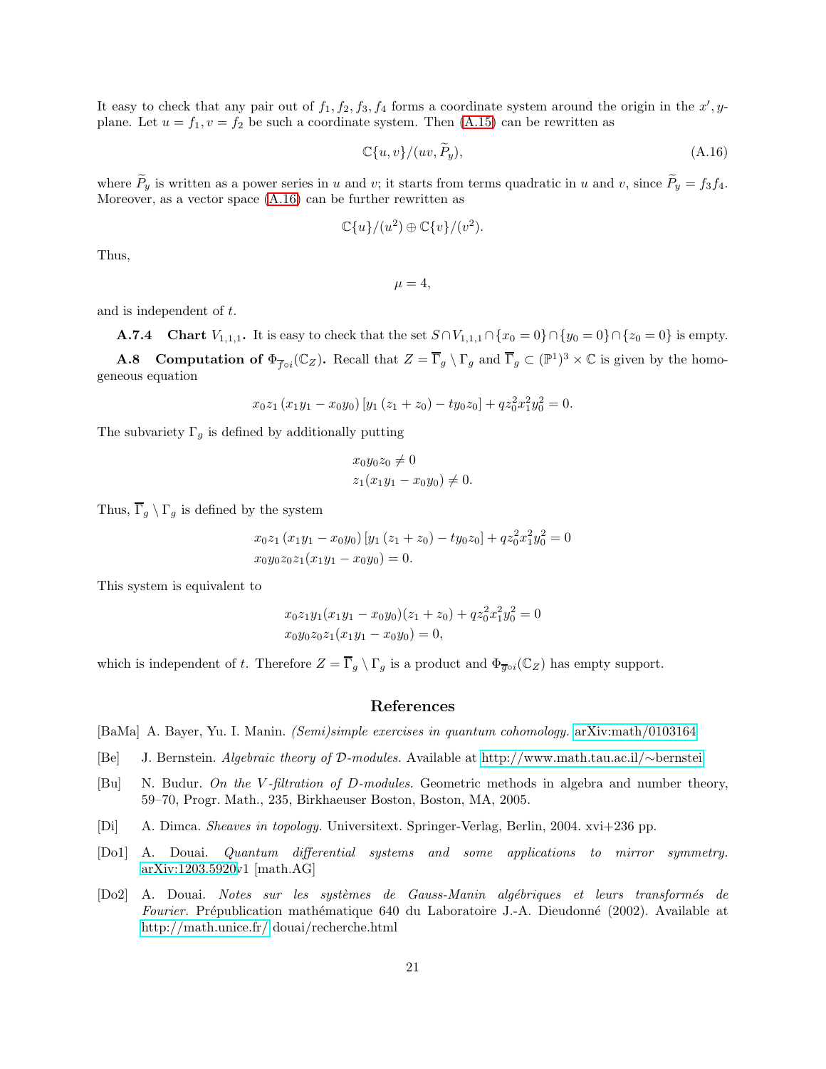It easy to check that any pair out of $f_1, f_2, f_3, f_4$ forms a coordinate system around the origin in the $x', y$-plane. Let $u = f_1, v = f_2$ be such a coordinate system. Then (A.15) can be rewritten as

$$\mathbb{C}\{u, v\}/(uv, \widetilde{P}_y), \tag{A.16}$$

where $\widetilde{P}_y$ is written as a power series in $u$ and $v$; it starts from terms quadratic in $u$ and $v$, since $\widetilde{P}_y = f_3 f_4$. Moreover, as a vector space (A.16) can be further rewritten as

$$\mathbb{C}\{u\}/(u^2) \oplus \mathbb{C}\{v\}/(v^2).$$

Thus,

$$\mu = 4,$$

and is independent of $t$.

**A.7.4 Chart $V_{1,1,1}$.** It is easy to check that the set $S \cap V_{1,1,1} \cap \{x_0 = 0\} \cap \{y_0 = 0\} \cap \{z_0 = 0\}$ is empty.

**A.8 Computation of $\Phi_{\overline{f} \circ i}(\mathbb{C}_Z)$.** Recall that $Z = \overline{\Gamma}_g \setminus \Gamma_g$ and $\overline{\Gamma}_g \subset (\mathbb{P}^1)^3 \times \mathbb{C}$ is given by the homogeneous equation

$$x_0 z_1 \left(x_1 y_1 - x_0 y_0\right) \left[y_1 \left(z_1 + z_0\right) - t y_0 z_0\right] + q z_0^2 x_1^2 y_0^2 = 0.$$

The subvariety $\Gamma_g$ is defined by additionally putting

$$\begin{aligned}
&x_0 y_0 z_0 \neq 0 \\
&z_1 (x_1 y_1 - x_0 y_0) \neq 0.
\end{aligned}$$

Thus, $\overline{\Gamma}_g \setminus \Gamma_g$ is defined by the system

$$\begin{aligned}
&x_0 z_1 \left(x_1 y_1 - x_0 y_0\right) \left[y_1 \left(z_1 + z_0\right) - t y_0 z_0\right] + q z_0^2 x_1^2 y_0^2 = 0 \\
&x_0 y_0 z_0 z_1 (x_1 y_1 - x_0 y_0) = 0.
\end{aligned}$$

This system is equivalent to

$$\begin{aligned}
&x_0 z_1 y_1 (x_1 y_1 - x_0 y_0)(z_1 + z_0) + q z_0^2 x_1^2 y_0^2 = 0 \\
&x_0 y_0 z_0 z_1 (x_1 y_1 - x_0 y_0) = 0,
\end{aligned}$$

which is independent of $t$. Therefore $Z = \overline{\Gamma}_g \setminus \Gamma_g$ is a product and $\Phi_{\overline{g} \circ i}(\mathbb{C}_Z)$ has empty support.

## References

[BaMa] A. Bayer, Yu. I. Manin. *(Semi)simple exercises in quantum cohomology.* arXiv:math/0103164

[Be] J. Bernstein. *Algebraic theory of $\mathcal{D}$-modules.* Available at http://www.math.tau.ac.il/∼bernstei

[Bu] N. Budur. *On the V-filtration of D-modules.* Geometric methods in algebra and number theory, 59–70, Progr. Math., 235, Birkhaeuser Boston, Boston, MA, 2005.

[Di] A. Dimca. *Sheaves in topology.* Universitext. Springer-Verlag, Berlin, 2004. xvi+236 pp.

[Do1] A. Douai. *Quantum differential systems and some applications to mirror symmetry.* arXiv:1203.5920v1 [math.AG]

[Do2] A. Douai. *Notes sur les systèmes de Gauss-Manin algébriques et leurs transformés de Fourier.* Prépublication mathématique 640 du Laboratoire J.-A. Dieudonné (2002). Available at http://math.unice.fr/ douai/recherche.html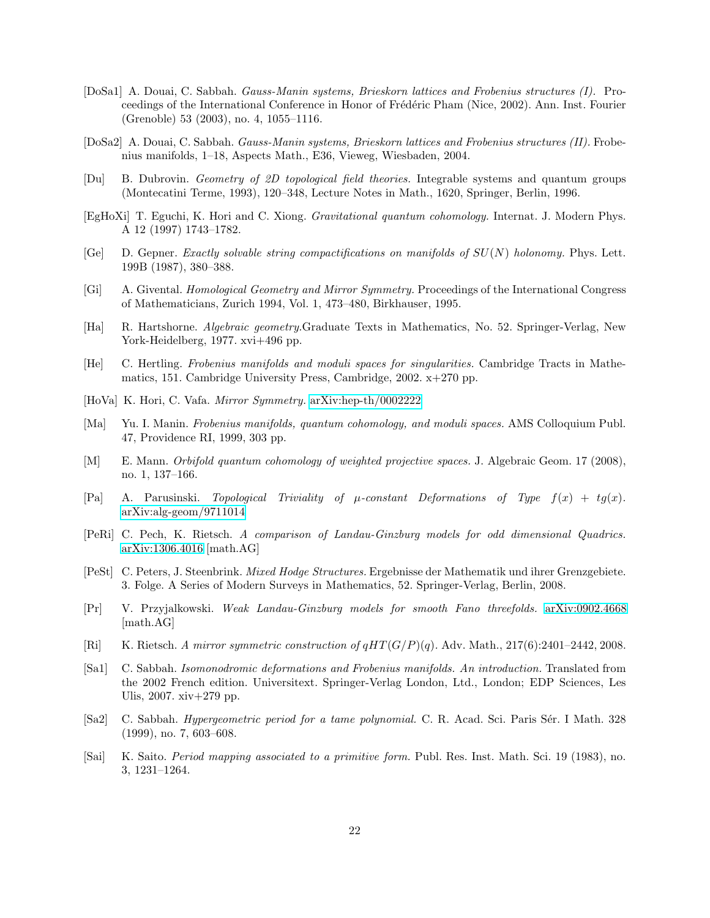[DoSa1] A. Douai, C. Sabbah. *Gauss-Manin systems, Brieskorn lattices and Frobenius structures (I).* Proceedings of the International Conference in Honor of Frédéric Pham (Nice, 2002). Ann. Inst. Fourier (Grenoble) 53 (2003), no. 4, 1055–1116.

[DoSa2] A. Douai, C. Sabbah. *Gauss-Manin systems, Brieskorn lattices and Frobenius structures (II).* Frobenius manifolds, 1–18, Aspects Math., E36, Vieweg, Wiesbaden, 2004.

[Du] B. Dubrovin. *Geometry of 2D topological field theories.* Integrable systems and quantum groups (Montecatini Terme, 1993), 120–348, Lecture Notes in Math., 1620, Springer, Berlin, 1996.

[EgHoXi] T. Eguchi, K. Hori and C. Xiong. *Gravitational quantum cohomology.* Internat. J. Modern Phys. A 12 (1997) 1743–1782.

[Ge] D. Gepner. *Exactly solvable string compactifications on manifolds of $SU(N)$ holonomy.* Phys. Lett. 199B (1987), 380–388.

[Gi] A. Givental. *Homological Geometry and Mirror Symmetry.* Proceedings of the International Congress of Mathematicians, Zurich 1994, Vol. 1, 473–480, Birkhauser, 1995.

[Ha] R. Hartshorne. *Algebraic geometry.*Graduate Texts in Mathematics, No. 52. Springer-Verlag, New York-Heidelberg, 1977. xvi+496 pp.

[He] C. Hertling. *Frobenius manifolds and moduli spaces for singularities.* Cambridge Tracts in Mathematics, 151. Cambridge University Press, Cambridge, 2002. x+270 pp.

[HoVa] K. Hori, C. Vafa. *Mirror Symmetry.* arXiv:hep-th/0002222

[Ma] Yu. I. Manin. *Frobenius manifolds, quantum cohomology, and moduli spaces.* AMS Colloquium Publ. 47, Providence RI, 1999, 303 pp.

[M] E. Mann. *Orbifold quantum cohomology of weighted projective spaces.* J. Algebraic Geom. 17 (2008), no. 1, 137–166.

[Pa] A. Parusinski. *Topological Triviality of $\mu$-constant Deformations of Type $f(x) + tg(x)$.* arXiv:alg-geom/9711014

[PeRi] C. Pech, K. Rietsch. *A comparison of Landau-Ginzburg models for odd dimensional Quadrics.* arXiv:1306.4016 [math.AG]

[PeSt] C. Peters, J. Steenbrink. *Mixed Hodge Structures.* Ergebnisse der Mathematik und ihrer Grenzgebiete. 3. Folge. A Series of Modern Surveys in Mathematics, 52. Springer-Verlag, Berlin, 2008.

[Pr] V. Przyjalkowski. *Weak Landau-Ginzburg models for smooth Fano threefolds.* arXiv:0902.4668 [math.AG]

[Ri] K. Rietsch. *A mirror symmetric construction of $qHT(G/P)(q)$.* Adv. Math., 217(6):2401–2442, 2008.

[Sa1] C. Sabbah. *Isomonodromic deformations and Frobenius manifolds. An introduction.* Translated from the 2002 French edition. Universitext. Springer-Verlag London, Ltd., London; EDP Sciences, Les Ulis, 2007. xiv+279 pp.

[Sa2] C. Sabbah. *Hypergeometric period for a tame polynomial.* C. R. Acad. Sci. Paris Sér. I Math. 328 (1999), no. 7, 603–608.

[Sai] K. Saito. *Period mapping associated to a primitive form.* Publ. Res. Inst. Math. Sci. 19 (1983), no. 3, 1231–1264.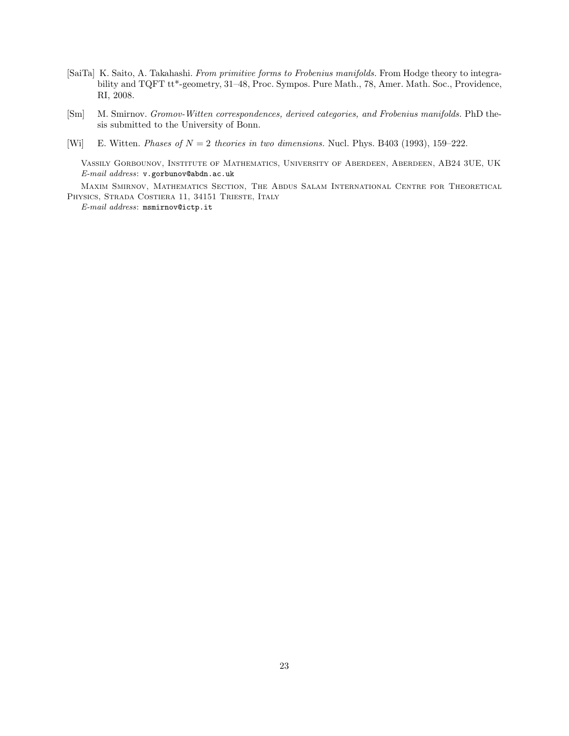[SaiTa] K. Saito, A. Takahashi. *From primitive forms to Frobenius manifolds.* From Hodge theory to integrability and TQFT tt*-geometry, 31–48, Proc. Sympos. Pure Math., 78, Amer. Math. Soc., Providence, RI, 2008.

[Sm] M. Smirnov. *Gromov-Witten correspondences, derived categories, and Frobenius manifolds.* PhD thesis submitted to the University of Bonn.

[Wi] E. Witten. *Phases of $N = 2$ theories in two dimensions.* Nucl. Phys. B403 (1993), 159–222.

Vassily Gorbounov, Institute of Mathematics, University of Aberdeen, Aberdeen, AB24 3UE, UK
*E-mail address*: `v.gorbunov@abdn.ac.uk`

Maxim Smirnov, Mathematics Section, The Abdus Salam International Centre for Theoretical Physics, Strada Costiera 11, 34151 Trieste, Italy
*E-mail address*: `msmirnov@ictp.it`